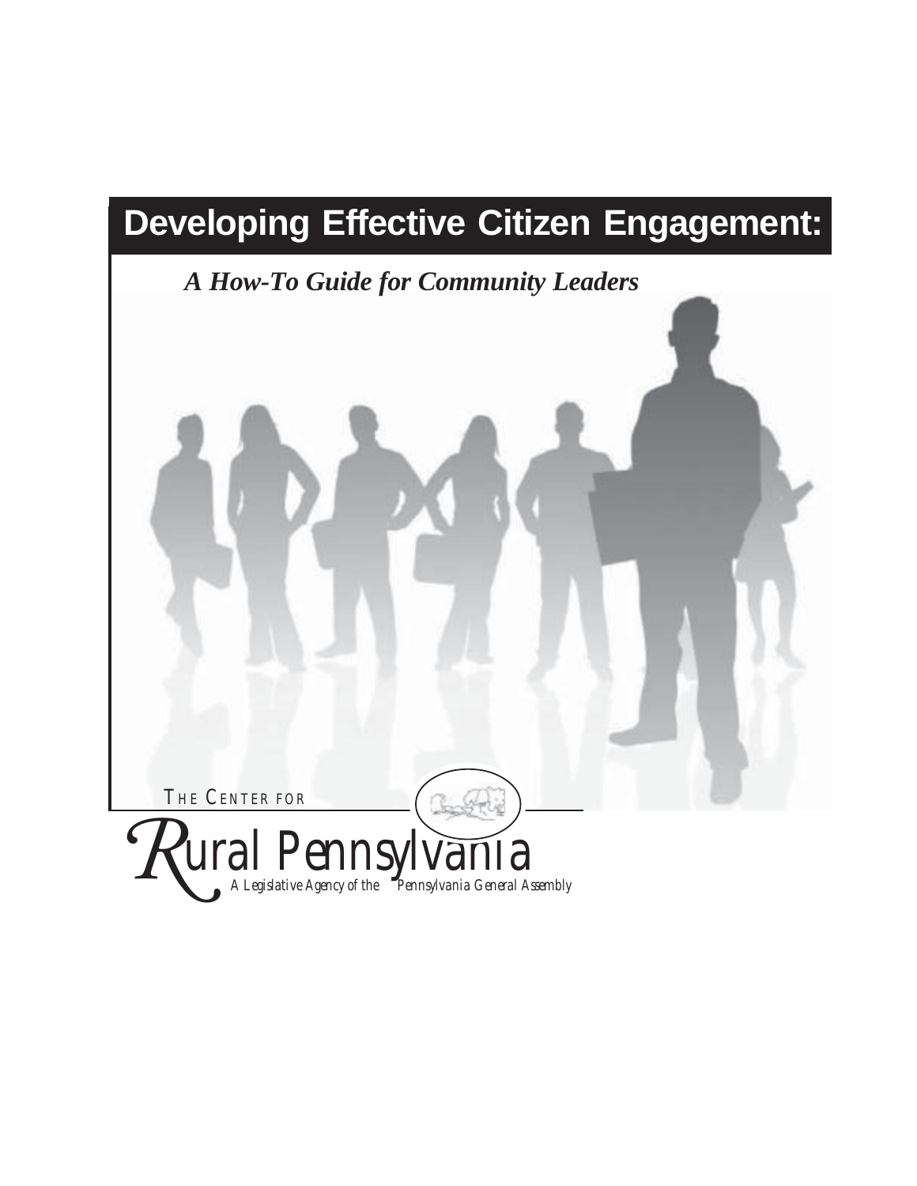# Developing Effective Citizen Engagement:

## *A How-To Guide for Community Leaders*

THE CENTER FOR

Rural Pennsylvania

*A Legislative Agency of the Pennsylvania General Assembly*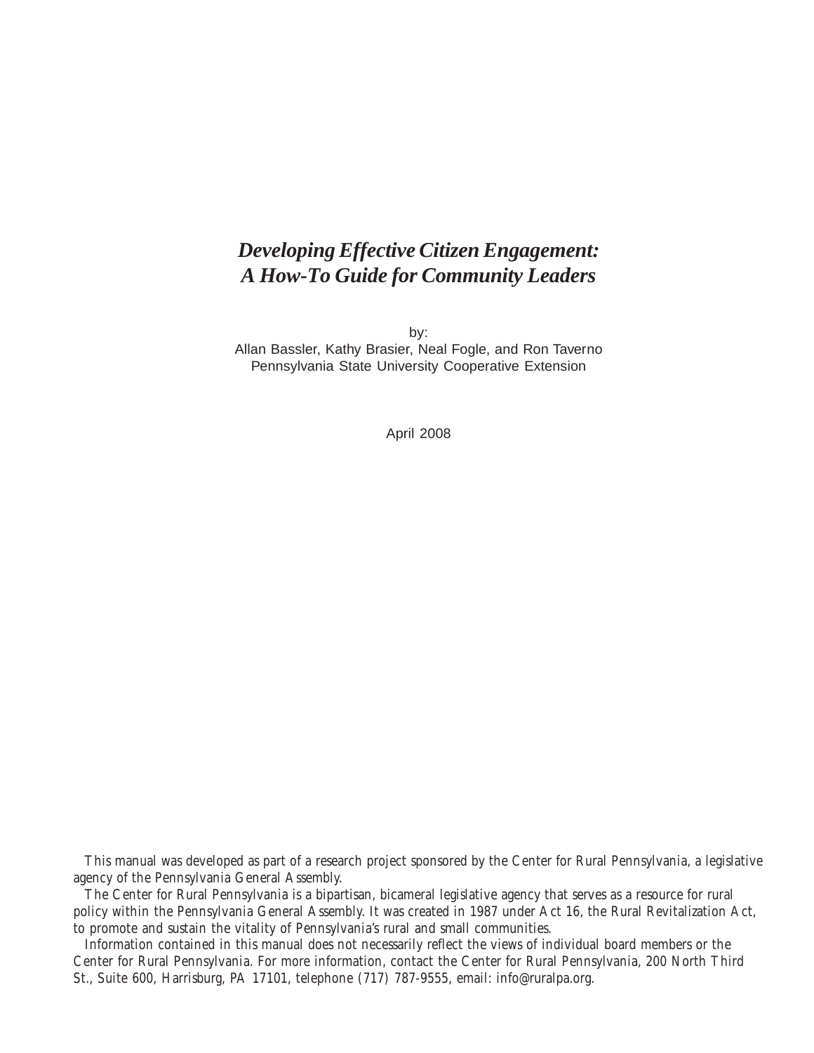# *Developing Effective Citizen Engagement: A How-To Guide for Community Leaders*

by:
Allan Bassler, Kathy Brasier, Neal Fogle, and Ron Taverno
Pennsylvania State University Cooperative Extension

April 2008

This manual was developed as part of a research project sponsored by the Center for Rural Pennsylvania, a legislative agency of the Pennsylvania General Assembly.

The Center for Rural Pennsylvania is a bipartisan, bicameral legislative agency that serves as a resource for rural policy within the Pennsylvania General Assembly. It was created in 1987 under Act 16, the Rural Revitalization Act, to promote and sustain the vitality of Pennsylvania's rural and small communities.

Information contained in this manual does not necessarily reflect the views of individual board members or the Center for Rural Pennsylvania. For more information, contact the Center for Rural Pennsylvania, 200 North Third St., Suite 600, Harrisburg, PA 17101, telephone (717) 787-9555, email: info@ruralpa.org.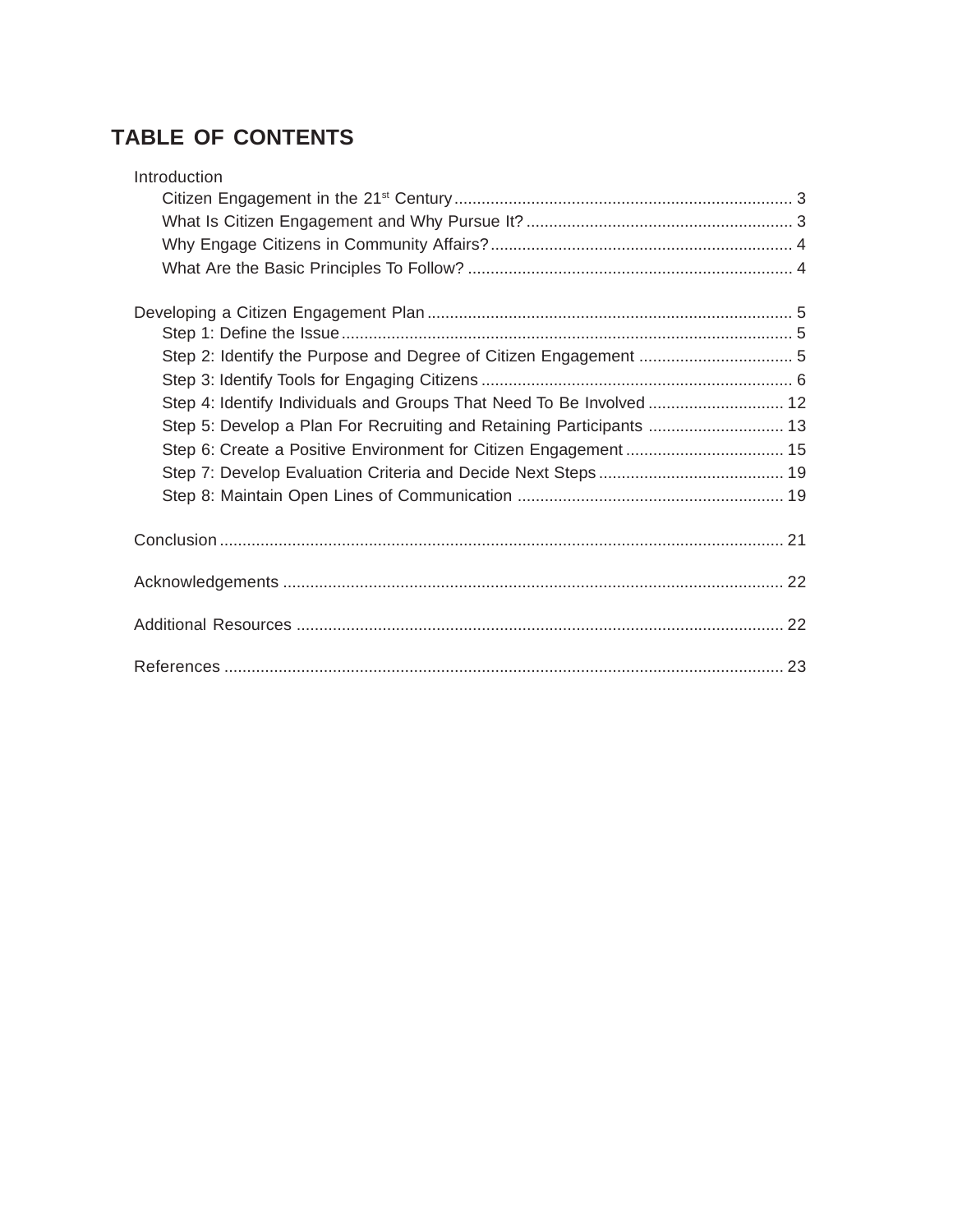## TABLE OF CONTENTS

Introduction

- Citizen Engagement in the 21st Century ..... 3
- What Is Citizen Engagement and Why Pursue It? ..... 3
- Why Engage Citizens in Community Affairs? ..... 4
- What Are the Basic Principles To Follow? ..... 4

Developing a Citizen Engagement Plan ..... 5

- Step 1: Define the Issue ..... 5
- Step 2: Identify the Purpose and Degree of Citizen Engagement ..... 5
- Step 3: Identify Tools for Engaging Citizens ..... 6
- Step 4: Identify Individuals and Groups That Need To Be Involved ..... 12
- Step 5: Develop a Plan For Recruiting and Retaining Participants ..... 13
- Step 6: Create a Positive Environment for Citizen Engagement ..... 15
- Step 7: Develop Evaluation Criteria and Decide Next Steps ..... 19
- Step 8: Maintain Open Lines of Communication ..... 19

Conclusion ..... 21

Acknowledgements ..... 22

Additional Resources ..... 22

References ..... 23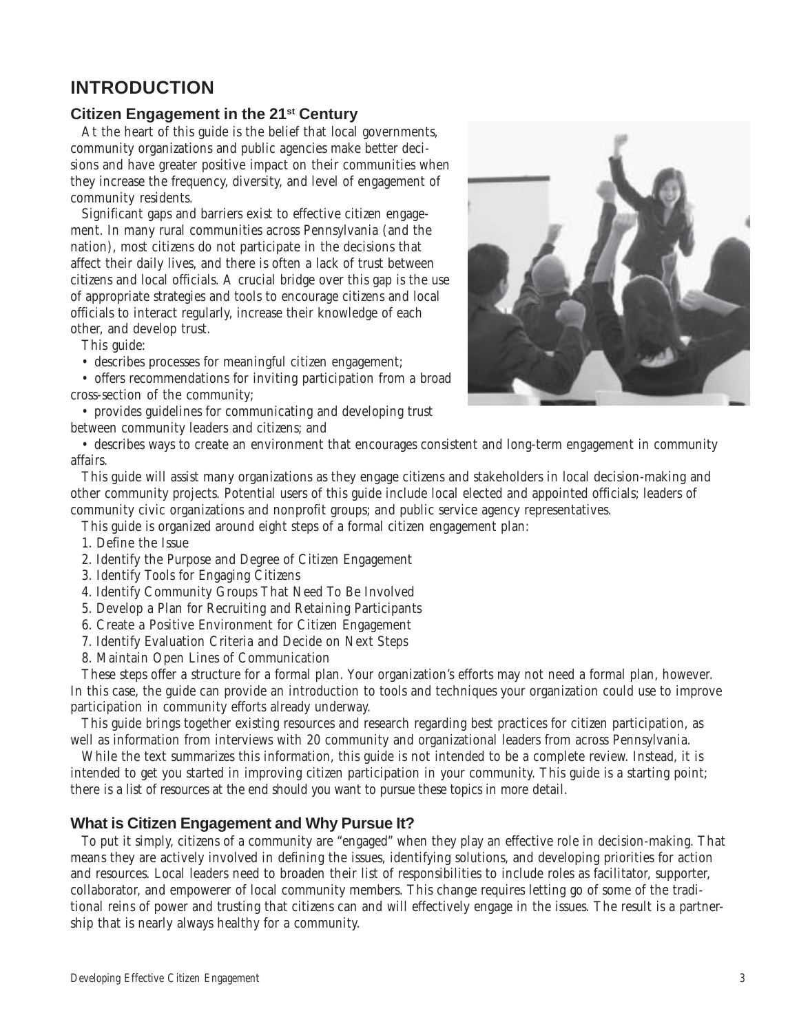# INTRODUCTION

## Citizen Engagement in the 21st Century

At the heart of this guide is the belief that local governments, community organizations and public agencies make better decisions and have greater positive impact on their communities when they increase the frequency, diversity, and level of engagement of community residents.

Significant gaps and barriers exist to effective citizen engagement. In many rural communities across Pennsylvania (and the nation), most citizens do not participate in the decisions that affect their daily lives, and there is often a lack of trust between citizens and local officials. A crucial bridge over this gap is the use of appropriate strategies and tools to encourage citizens and local officials to interact regularly, increase their knowledge of each other, and develop trust.

This guide:

- describes processes for meaningful citizen engagement;
- offers recommendations for inviting participation from a broad cross-section of the community;
- provides guidelines for communicating and developing trust between community leaders and citizens; and
- describes ways to create an environment that encourages consistent and long-term engagement in community affairs.

This guide will assist many organizations as they engage citizens and stakeholders in local decision-making and other community projects. Potential users of this guide include local elected and appointed officials; leaders of community civic organizations and nonprofit groups; and public service agency representatives.

This guide is organized around eight steps of a formal citizen engagement plan:

1. Define the Issue
2. Identify the Purpose and Degree of Citizen Engagement
3. Identify Tools for Engaging Citizens
4. Identify Community Groups That Need To Be Involved
5. Develop a Plan for Recruiting and Retaining Participants
6. Create a Positive Environment for Citizen Engagement
7. Identify Evaluation Criteria and Decide on Next Steps
8. Maintain Open Lines of Communication

These steps offer a structure for a formal plan. Your organization's efforts may not need a formal plan, however. In this case, the guide can provide an introduction to tools and techniques your organization could use to improve participation in community efforts already underway.

This guide brings together existing resources and research regarding best practices for citizen participation, as well as information from interviews with 20 community and organizational leaders from across Pennsylvania.

While the text summarizes this information, this guide is not intended to be a complete review. Instead, it is intended to get you started in improving citizen participation in your community. This guide is a starting point; there is a list of resources at the end should you want to pursue these topics in more detail.

## What is Citizen Engagement and Why Pursue It?

To put it simply, citizens of a community are "engaged" when they play an effective role in decision-making. That means they are actively involved in defining the issues, identifying solutions, and developing priorities for action and resources. Local leaders need to broaden their list of responsibilities to include roles as facilitator, supporter, collaborator, and empowerer of local community members. This change requires letting go of some of the traditional reins of power and trusting that citizens can and will effectively engage in the issues. The result is a partnership that is nearly always healthy for a community.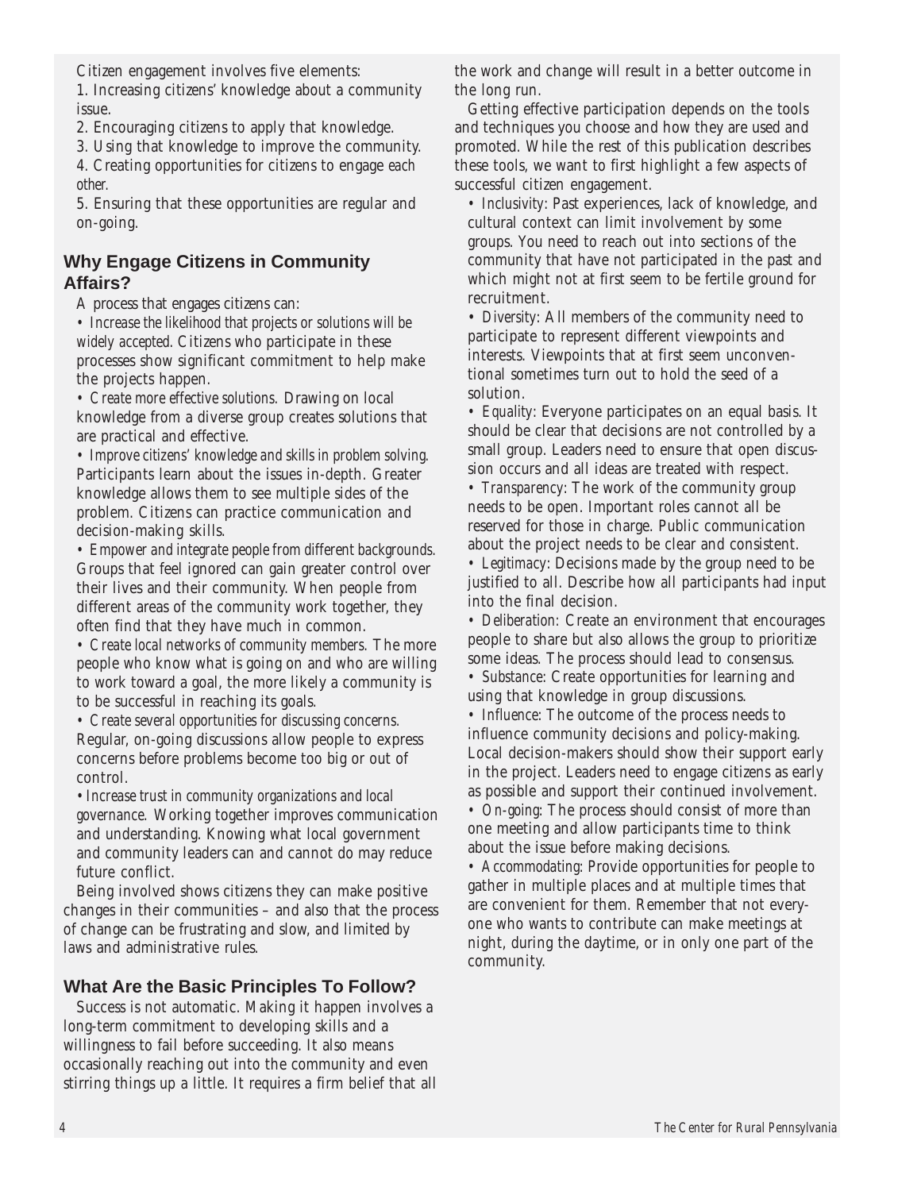Citizen engagement involves five elements:

1. Increasing citizens' knowledge about a community issue.
2. Encouraging citizens to apply that knowledge.
3. Using that knowledge to improve the community.
4. Creating opportunities for citizens to engage each other.
5. Ensuring that these opportunities are regular and on-going.

## Why Engage Citizens in Community Affairs?

A process that engages citizens can:

- *Increase the likelihood that projects or solutions will be widely accepted.* Citizens who participate in these processes show significant commitment to help make the projects happen.
- *Create more effective solutions.* Drawing on local knowledge from a diverse group creates solutions that are practical and effective.
- *Improve citizens' knowledge and skills in problem solving.* Participants learn about the issues in-depth. Greater knowledge allows them to see multiple sides of the problem. Citizens can practice communication and decision-making skills.
- *Empower and integrate people from different backgrounds.* Groups that feel ignored can gain greater control over their lives and their community. When people from different areas of the community work together, they often find that they have much in common.
- *Create local networks of community members.* The more people who know what is going on and who are willing to work toward a goal, the more likely a community is to be successful in reaching its goals.
- *Create several opportunities for discussing concerns.* Regular, on-going discussions allow people to express concerns before problems become too big or out of control.
- *Increase trust in community organizations and local governance.* Working together improves communication and understanding. Knowing what local government and community leaders can and cannot do may reduce future conflict.

Being involved shows citizens they can make positive changes in their communities – and also that the process of change can be frustrating and slow, and limited by laws and administrative rules.

## What Are the Basic Principles To Follow?

Success is not automatic. Making it happen involves a long-term commitment to developing skills and a willingness to fail before succeeding. It also means occasionally reaching out into the community and even stirring things up a little. It requires a firm belief that all the work and change will result in a better outcome in the long run.

Getting effective participation depends on the tools and techniques you choose and how they are used and promoted. While the rest of this publication describes these tools, we want to first highlight a few aspects of successful citizen engagement.

- *Inclusivity:* Past experiences, lack of knowledge, and cultural context can limit involvement by some groups. You need to reach out into sections of the community that have not participated in the past and which might not at first seem to be fertile ground for recruitment.
- *Diversity:* All members of the community need to participate to represent different viewpoints and interests. Viewpoints that at first seem unconventional sometimes turn out to hold the seed of a solution.
- *Equality:* Everyone participates on an equal basis. It should be clear that decisions are not controlled by a small group. Leaders need to ensure that open discussion occurs and all ideas are treated with respect.
- *Transparency:* The work of the community group needs to be open. Important roles cannot all be reserved for those in charge. Public communication about the project needs to be clear and consistent.
- *Legitimacy:* Decisions made by the group need to be justified to all. Describe how all participants had input into the final decision.
- *Deliberation:* Create an environment that encourages people to share but also allows the group to prioritize some ideas. The process should lead to consensus.
- *Substance:* Create opportunities for learning and using that knowledge in group discussions.
- *Influence:* The outcome of the process needs to influence community decisions and policy-making. Local decision-makers should show their support early in the project. Leaders need to engage citizens as early as possible and support their continued involvement.
- *On-going:* The process should consist of more than one meeting and allow participants time to think about the issue before making decisions.
- *Accommodating:* Provide opportunities for people to gather in multiple places and at multiple times that are convenient for them. Remember that not everyone who wants to contribute can make meetings at night, during the daytime, or in only one part of the community.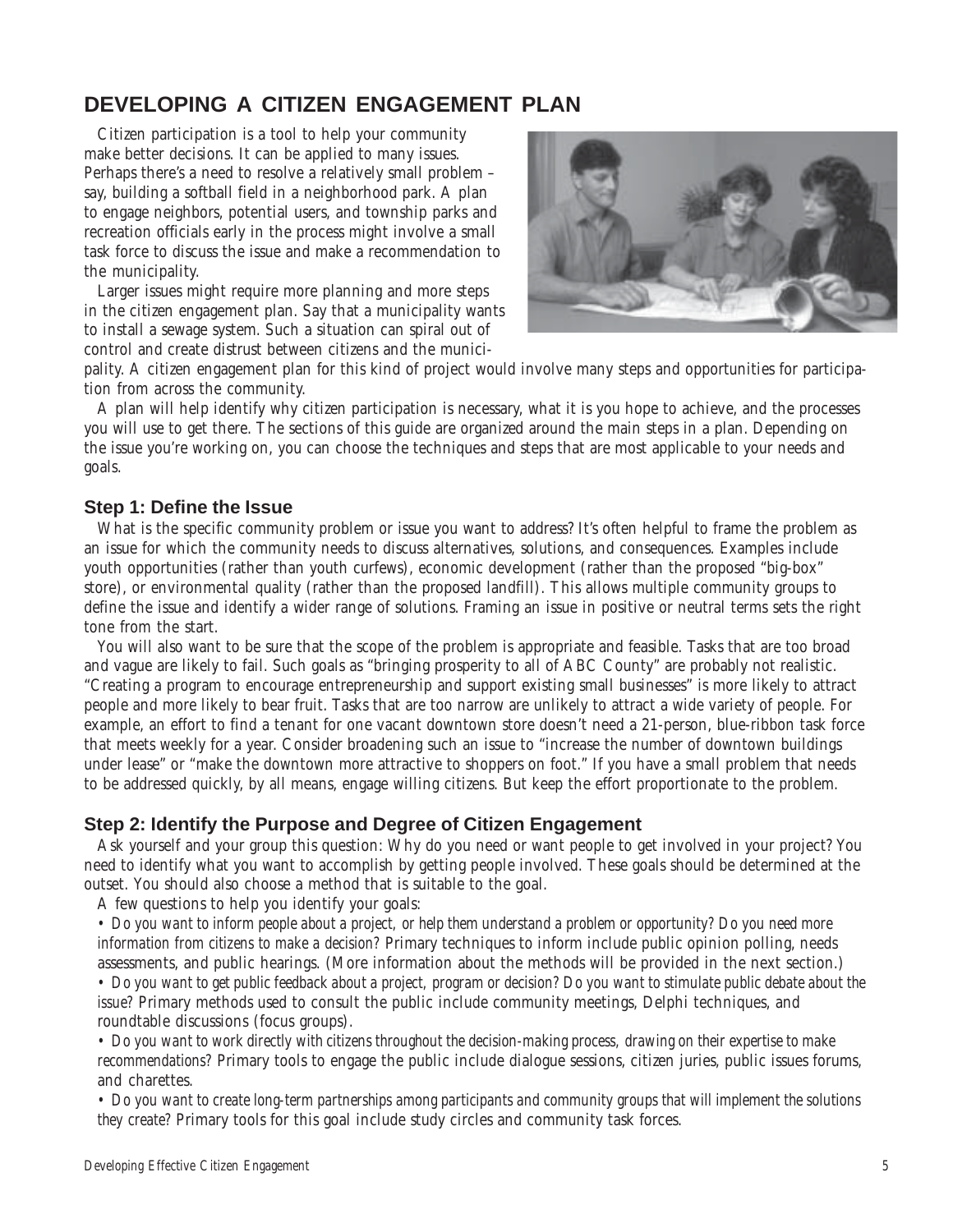## DEVELOPING A CITIZEN ENGAGEMENT PLAN

Citizen participation is a tool to help your community make better decisions. It can be applied to many issues. Perhaps there's a need to resolve a relatively small problem – say, building a softball field in a neighborhood park. A plan to engage neighbors, potential users, and township parks and recreation officials early in the process might involve a small task force to discuss the issue and make a recommendation to the municipality.

Larger issues might require more planning and more steps in the citizen engagement plan. Say that a municipality wants to install a sewage system. Such a situation can spiral out of control and create distrust between citizens and the municipality. A citizen engagement plan for this kind of project would involve many steps and opportunities for participation from across the community.

A plan will help identify why citizen participation is necessary, what it is you hope to achieve, and the processes you will use to get there. The sections of this guide are organized around the main steps in a plan. Depending on the issue you're working on, you can choose the techniques and steps that are most applicable to your needs and goals.

### Step 1: Define the Issue

What is the specific community problem or issue you want to address? It's often helpful to frame the problem as an issue for which the community needs to discuss alternatives, solutions, and consequences. Examples include youth opportunities (rather than youth curfews), economic development (rather than the proposed "big-box" store), or environmental quality (rather than the proposed landfill). This allows multiple community groups to define the issue and identify a wider range of solutions. Framing an issue in positive or neutral terms sets the right tone from the start.

You will also want to be sure that the scope of the problem is appropriate and feasible. Tasks that are too broad and vague are likely to fail. Such goals as "bringing prosperity to all of ABC County" are probably not realistic. "Creating a program to encourage entrepreneurship and support existing small businesses" is more likely to attract people and more likely to bear fruit. Tasks that are too narrow are unlikely to attract a wide variety of people. For example, an effort to find a tenant for one vacant downtown store doesn't need a 21-person, blue-ribbon task force that meets weekly for a year. Consider broadening such an issue to "increase the number of downtown buildings under lease" or "make the downtown more attractive to shoppers on foot." If you have a small problem that needs to be addressed quickly, by all means, engage willing citizens. But keep the effort proportionate to the problem.

### Step 2: Identify the Purpose and Degree of Citizen Engagement

Ask yourself and your group this question: Why do you need or want people to get involved in your project? You need to identify what you want to accomplish by getting people involved. These goals should be determined at the outset. You should also choose a method that is suitable to the goal.

A few questions to help you identify your goals:

- *Do you want to inform people about a project, or help them understand a problem or opportunity? Do you need more information from citizens to make a decision?* Primary techniques to inform include public opinion polling, needs assessments, and public hearings. (More information about the methods will be provided in the next section.)
- *Do you want to get public feedback about a project, program or decision? Do you want to stimulate public debate about the issue?* Primary methods used to consult the public include community meetings, Delphi techniques, and roundtable discussions (focus groups).
- *Do you want to work directly with citizens throughout the decision-making process, drawing on their expertise to make recommendations?* Primary tools to engage the public include dialogue sessions, citizen juries, public issues forums, and charettes.
- *Do you want to create long-term partnerships among participants and community groups that will implement the solutions they create?* Primary tools for this goal include study circles and community task forces.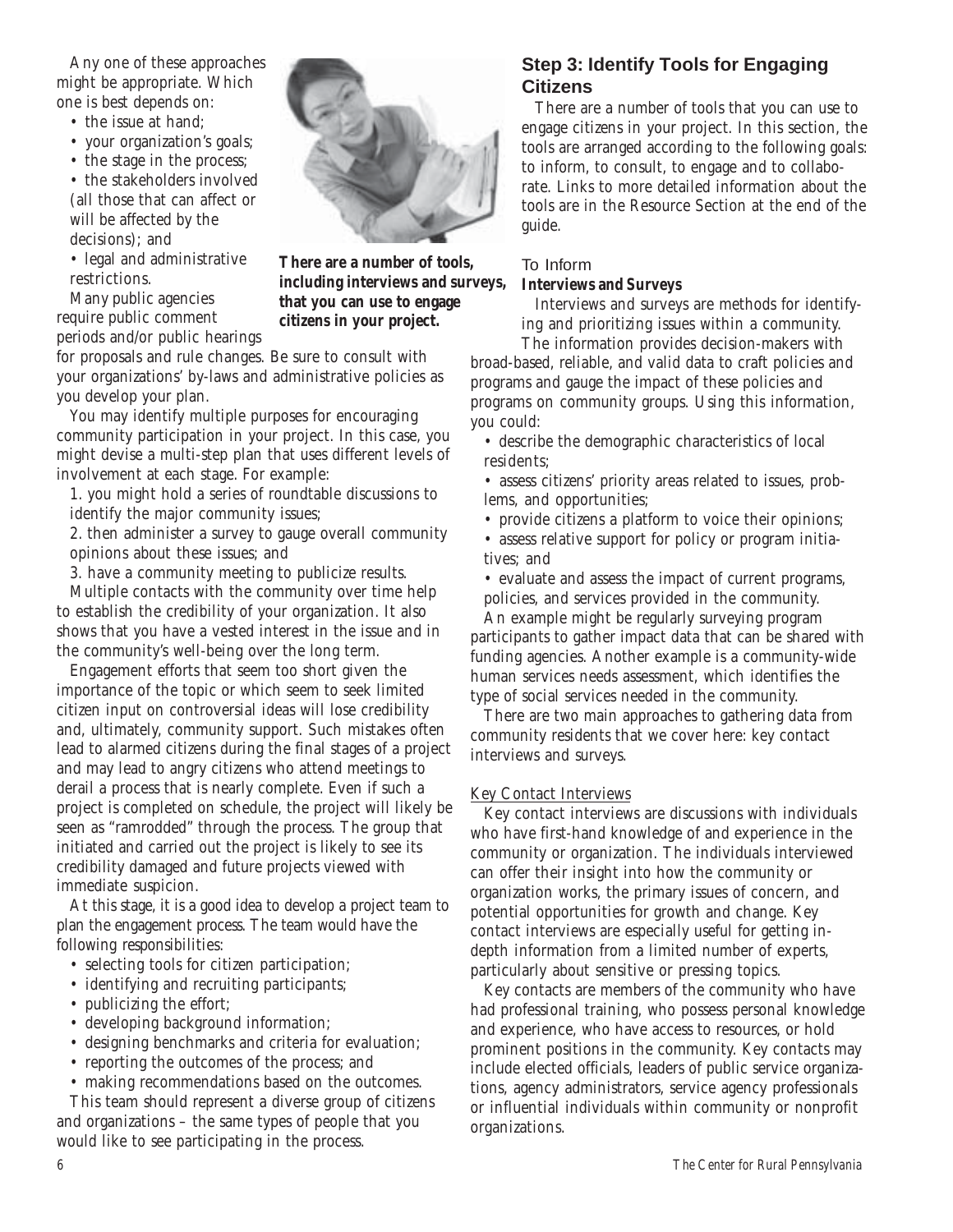Any one of these approaches might be appropriate. Which one is best depends on:

- the issue at hand;
- your organization's goals;
- the stage in the process;
- the stakeholders involved (all those that can affect or will be affected by the decisions); and
- legal and administrative restrictions.

Many public agencies require public comment periods and/or public hearings for proposals and rule changes. Be sure to consult with your organizations' by-laws and administrative policies as you develop your plan.

**There are a number of tools, including interviews and surveys, that you can use to engage citizens in your project.**

You may identify multiple purposes for encouraging community participation in your project. In this case, you might devise a multi-step plan that uses different levels of involvement at each stage. For example:

1. you might hold a series of roundtable discussions to identify the major community issues;
2. then administer a survey to gauge overall community opinions about these issues; and
3. have a community meeting to publicize results.

Multiple contacts with the community over time help to establish the credibility of your organization. It also shows that you have a vested interest in the issue and in the community's well-being over the long term.

Engagement efforts that seem too short given the importance of the topic or which seem to seek limited citizen input on controversial ideas will lose credibility and, ultimately, community support. Such mistakes often lead to alarmed citizens during the final stages of a project and may lead to angry citizens who attend meetings to derail a process that is nearly complete. Even if such a project is completed on schedule, the project will likely be seen as "ramrodded" through the process. The group that initiated and carried out the project is likely to see its credibility damaged and future projects viewed with immediate suspicion.

At this stage, it is a good idea to develop a project team to plan the engagement process. The team would have the following responsibilities:

- selecting tools for citizen participation;
- identifying and recruiting participants;
- publicizing the effort;
- developing background information;
- designing benchmarks and criteria for evaluation;
- reporting the outcomes of the process; and
- making recommendations based on the outcomes.

This team should represent a diverse group of citizens and organizations – the same types of people that you would like to see participating in the process.

## Step 3: Identify Tools for Engaging Citizens

There are a number of tools that you can use to engage citizens in your project. In this section, the tools are arranged according to the following goals: to inform, to consult, to engage and to collaborate. Links to more detailed information about the tools are in the Resource Section at the end of the guide.

### To Inform

**Interviews and Surveys**

Interviews and surveys are methods for identifying and prioritizing issues within a community. The information provides decision-makers with broad-based, reliable, and valid data to craft policies and programs and gauge the impact of these policies and programs on community groups. Using this information, you could:

- describe the demographic characteristics of local residents;
- assess citizens' priority areas related to issues, problems, and opportunities;
- provide citizens a platform to voice their opinions;
- assess relative support for policy or program initiatives; and
- evaluate and assess the impact of current programs, policies, and services provided in the community.

An example might be regularly surveying program participants to gather impact data that can be shared with funding agencies. Another example is a community-wide human services needs assessment, which identifies the type of social services needed in the community.

There are two main approaches to gathering data from community residents that we cover here: key contact interviews and surveys.

<u>Key Contact Interviews</u>

Key contact interviews are discussions with individuals who have first-hand knowledge of and experience in the community or organization. The individuals interviewed can offer their insight into how the community or organization works, the primary issues of concern, and potential opportunities for growth and change. Key contact interviews are especially useful for getting in-depth information from a limited number of experts, particularly about sensitive or pressing topics.

Key contacts are members of the community who have had professional training, who possess personal knowledge and experience, who have access to resources, or hold prominent positions in the community. Key contacts may include elected officials, leaders of public service organizations, agency administrators, service agency professionals or influential individuals within community or nonprofit organizations.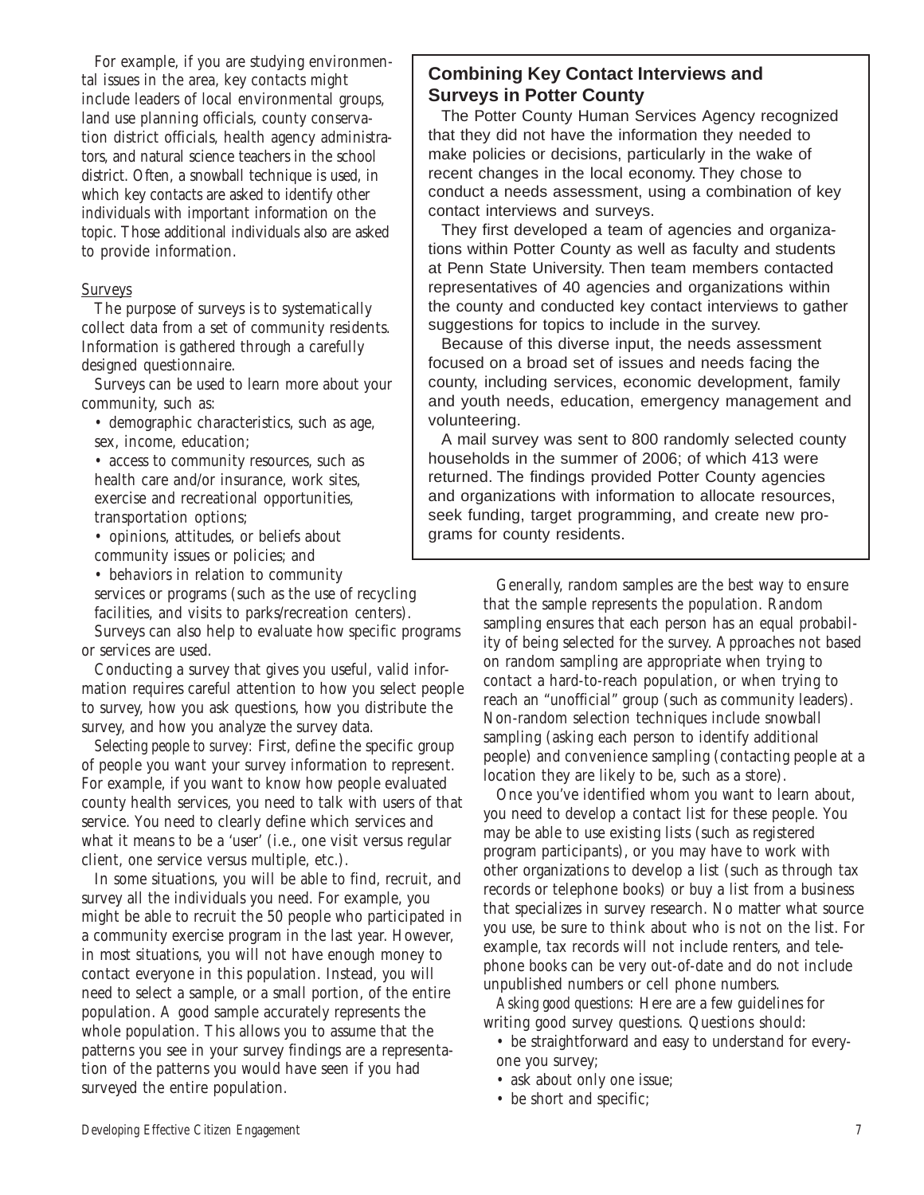For example, if you are studying environmental issues in the area, key contacts might include leaders of local environmental groups, land use planning officials, county conservation district officials, health agency administrators, and natural science teachers in the school district. Often, a snowball technique is used, in which key contacts are asked to identify other individuals with important information on the topic. Those additional individuals also are asked to provide information.

Surveys

The purpose of surveys is to systematically collect data from a set of community residents. Information is gathered through a carefully designed questionnaire.

Surveys can be used to learn more about your community, such as:

- demographic characteristics, such as age, sex, income, education;
- access to community resources, such as health care and/or insurance, work sites, exercise and recreational opportunities, transportation options;
- opinions, attitudes, or beliefs about community issues or policies; and
- behaviors in relation to community services or programs (such as the use of recycling facilities, and visits to parks/recreation centers).

Surveys can also help to evaluate how specific programs or services are used.

Conducting a survey that gives you useful, valid information requires careful attention to how you select people to survey, how you ask questions, how you distribute the survey, and how you analyze the survey data.

*Selecting people to survey:* First, define the specific group of people you want your survey information to represent. For example, if you want to know how people evaluated county health services, you need to talk with users of that service. You need to clearly define which services and what it means to be a 'user' (i.e., one visit versus regular client, one service versus multiple, etc.).

In some situations, you will be able to find, recruit, and survey all the individuals you need. For example, you might be able to recruit the 50 people who participated in a community exercise program in the last year. However, in most situations, you will not have enough money to contact everyone in this population. Instead, you will need to select a sample, or a small portion, of the entire population. A good sample accurately represents the whole population. This allows you to assume that the patterns you see in your survey findings are a representation of the patterns you would have seen if you had surveyed the entire population.

> **Combining Key Contact Interviews and Surveys in Potter County**
>
> The Potter County Human Services Agency recognized that they did not have the information they needed to make policies or decisions, particularly in the wake of recent changes in the local economy. They chose to conduct a needs assessment, using a combination of key contact interviews and surveys.
>
> They first developed a team of agencies and organizations within Potter County as well as faculty and students at Penn State University. Then team members contacted representatives of 40 agencies and organizations within the county and conducted key contact interviews to gather suggestions for topics to include in the survey.
>
> Because of this diverse input, the needs assessment focused on a broad set of issues and needs facing the county, including services, economic development, family and youth needs, education, emergency management and volunteering.
>
> A mail survey was sent to 800 randomly selected county households in the summer of 2006; of which 413 were returned. The findings provided Potter County agencies and organizations with information to allocate resources, seek funding, target programming, and create new programs for county residents.

Generally, random samples are the best way to ensure that the sample represents the population. Random sampling ensures that each person has an equal probability of being selected for the survey. Approaches not based on random sampling are appropriate when trying to contact a hard-to-reach population, or when trying to reach an "unofficial" group (such as community leaders). Non-random selection techniques include snowball sampling (asking each person to identify additional people) and convenience sampling (contacting people at a location they are likely to be, such as a store).

Once you've identified whom you want to learn about, you need to develop a contact list for these people. You may be able to use existing lists (such as registered program participants), or you may have to work with other organizations to develop a list (such as through tax records or telephone books) or buy a list from a business that specializes in survey research. No matter what source you use, be sure to think about who is not on the list. For example, tax records will not include renters, and telephone books can be very out-of-date and do not include unpublished numbers or cell phone numbers.

*Asking good questions:* Here are a few guidelines for writing good survey questions. Questions should:

- be straightforward and easy to understand for everyone you survey;
- ask about only one issue;
- be short and specific;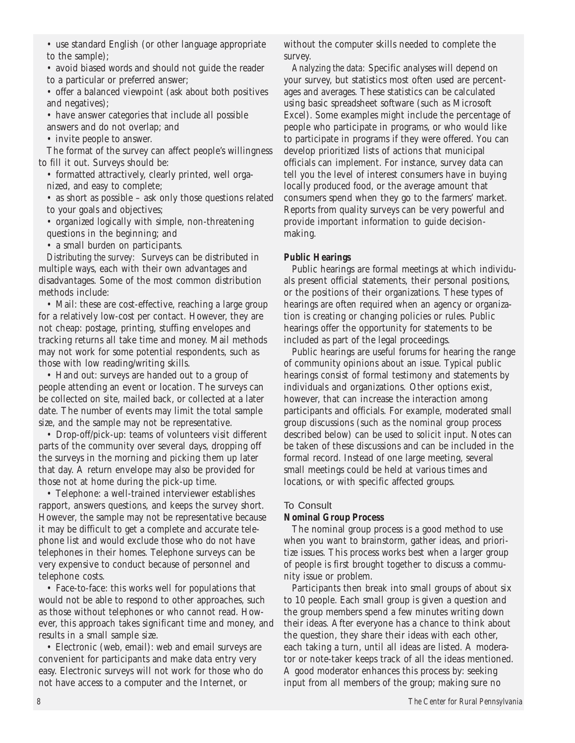- use standard English (or other language appropriate to the sample);
- avoid biased words and should not guide the reader to a particular or preferred answer;
- offer a balanced viewpoint (ask about both positives and negatives);
- have answer categories that include all possible answers and do not overlap; and
- invite people to answer.

The format of the survey can affect people's willingness to fill it out. Surveys should be:

- formatted attractively, clearly printed, well organized, and easy to complete;
- as short as possible – ask only those questions related to your goals and objectives;
- organized logically with simple, non-threatening questions in the beginning; and
- a small burden on participants.

*Distributing the survey:* Surveys can be distributed in multiple ways, each with their own advantages and disadvantages. Some of the most common distribution methods include:

- Mail: these are cost-effective, reaching a large group for a relatively low-cost per contact. However, they are not cheap: postage, printing, stuffing envelopes and tracking returns all take time and money. Mail methods may not work for some potential respondents, such as those with low reading/writing skills.
- Hand out: surveys are handed out to a group of people attending an event or location. The surveys can be collected on site, mailed back, or collected at a later date. The number of events may limit the total sample size, and the sample may not be representative.
- Drop-off/pick-up: teams of volunteers visit different parts of the community over several days, dropping off the surveys in the morning and picking them up later that day. A return envelope may also be provided for those not at home during the pick-up time.
- Telephone: a well-trained interviewer establishes rapport, answers questions, and keeps the survey short. However, the sample may not be representative because it may be difficult to get a complete and accurate telephone list and would exclude those who do not have telephones in their homes. Telephone surveys can be very expensive to conduct because of personnel and telephone costs.
- Face-to-face: this works well for populations that would not be able to respond to other approaches, such as those without telephones or who cannot read. However, this approach takes significant time and money, and results in a small sample size.
- Electronic (web, email): web and email surveys are convenient for participants and make data entry very easy. Electronic surveys will not work for those who do not have access to a computer and the Internet, or without the computer skills needed to complete the survey.

*Analyzing the data:* Specific analyses will depend on your survey, but statistics most often used are percentages and averages. These statistics can be calculated using basic spreadsheet software (such as Microsoft Excel). Some examples might include the percentage of people who participate in programs, or who would like to participate in programs if they were offered. You can develop prioritized lists of actions that municipal officials can implement. For instance, survey data can tell you the level of interest consumers have in buying locally produced food, or the average amount that consumers spend when they go to the farmers' market. Reports from quality surveys can be very powerful and provide important information to guide decision-making.

**Public Hearings**

Public hearings are formal meetings at which individuals present official statements, their personal positions, or the positions of their organizations. These types of hearings are often required when an agency or organization is creating or changing policies or rules. Public hearings offer the opportunity for statements to be included as part of the legal proceedings.

Public hearings are useful forums for hearing the range of community opinions about an issue. Typical public hearings consist of formal testimony and statements by individuals and organizations. Other options exist, however, that can increase the interaction among participants and officials. For example, moderated small group discussions (such as the nominal group process described below) can be used to solicit input. Notes can be taken of these discussions and can be included in the formal record. Instead of one large meeting, several small meetings could be held at various times and locations, or with specific affected groups.

### To Consult

**Nominal Group Process**

The nominal group process is a good method to use when you want to brainstorm, gather ideas, and prioritize issues. This process works best when a larger group of people is first brought together to discuss a community issue or problem.

Participants then break into small groups of about six to 10 people. Each small group is given a question and the group members spend a few minutes writing down their ideas. After everyone has a chance to think about the question, they share their ideas with each other, each taking a turn, until all ideas are listed. A moderator or note-taker keeps track of all the ideas mentioned. A good moderator enhances this process by: seeking input from all members of the group; making sure no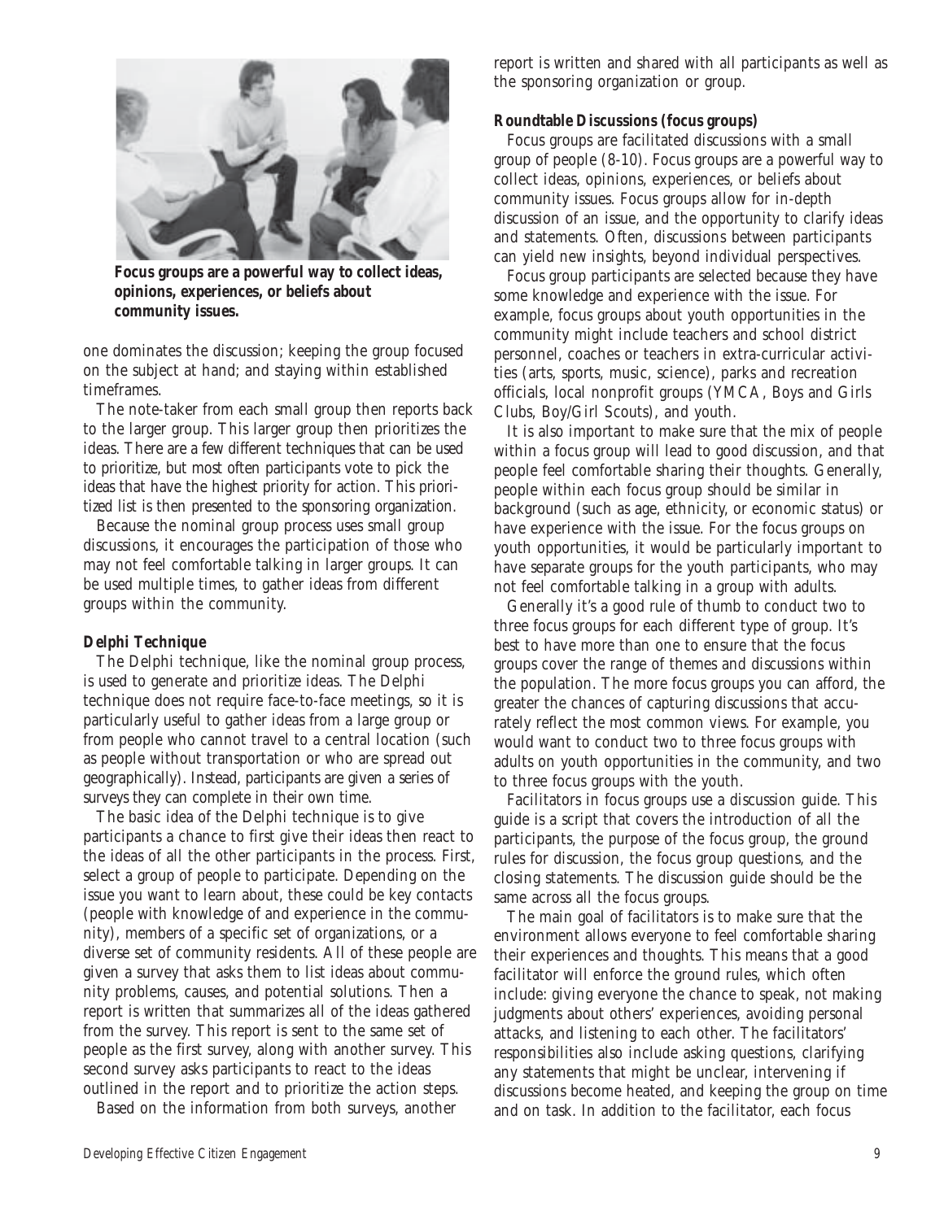**Focus groups are a powerful way to collect ideas, opinions, experiences, or beliefs about community issues.**

one dominates the discussion; keeping the group focused on the subject at hand; and staying within established timeframes.

The note-taker from each small group then reports back to the larger group. This larger group then prioritizes the ideas. There are a few different techniques that can be used to prioritize, but most often participants vote to pick the ideas that have the highest priority for action. This prioritized list is then presented to the sponsoring organization.

Because the nominal group process uses small group discussions, it encourages the participation of those who may not feel comfortable talking in larger groups. It can be used multiple times, to gather ideas from different groups within the community.

**Delphi Technique**

The Delphi technique, like the nominal group process, is used to generate and prioritize ideas. The Delphi technique does not require face-to-face meetings, so it is particularly useful to gather ideas from a large group or from people who cannot travel to a central location (such as people without transportation or who are spread out geographically). Instead, participants are given a series of surveys they can complete in their own time.

The basic idea of the Delphi technique is to give participants a chance to first give their ideas then react to the ideas of all the other participants in the process. First, select a group of people to participate. Depending on the issue you want to learn about, these could be key contacts (people with knowledge of and experience in the community), members of a specific set of organizations, or a diverse set of community residents. All of these people are given a survey that asks them to list ideas about community problems, causes, and potential solutions. Then a report is written that summarizes all of the ideas gathered from the survey. This report is sent to the same set of people as the first survey, along with another survey. This second survey asks participants to react to the ideas outlined in the report and to prioritize the action steps.

Based on the information from both surveys, another report is written and shared with all participants as well as the sponsoring organization or group.

**Roundtable Discussions (focus groups)**

Focus groups are facilitated discussions with a small group of people (8-10). Focus groups are a powerful way to collect ideas, opinions, experiences, or beliefs about community issues. Focus groups allow for in-depth discussion of an issue, and the opportunity to clarify ideas and statements. Often, discussions between participants can yield new insights, beyond individual perspectives.

Focus group participants are selected because they have some knowledge and experience with the issue. For example, focus groups about youth opportunities in the community might include teachers and school district personnel, coaches or teachers in extra-curricular activities (arts, sports, music, science), parks and recreation officials, local nonprofit groups (YMCA, Boys and Girls Clubs, Boy/Girl Scouts), and youth.

It is also important to make sure that the mix of people within a focus group will lead to good discussion, and that people feel comfortable sharing their thoughts. Generally, people within each focus group should be similar in background (such as age, ethnicity, or economic status) or have experience with the issue. For the focus groups on youth opportunities, it would be particularly important to have separate groups for the youth participants, who may not feel comfortable talking in a group with adults.

Generally it's a good rule of thumb to conduct two to three focus groups for each different type of group. It's best to have more than one to ensure that the focus groups cover the range of themes and discussions within the population. The more focus groups you can afford, the greater the chances of capturing discussions that accurately reflect the most common views. For example, you would want to conduct two to three focus groups with adults on youth opportunities in the community, and two to three focus groups with the youth.

Facilitators in focus groups use a discussion guide. This guide is a script that covers the introduction of all the participants, the purpose of the focus group, the ground rules for discussion, the focus group questions, and the closing statements. The discussion guide should be the same across all the focus groups.

The main goal of facilitators is to make sure that the environment allows everyone to feel comfortable sharing their experiences and thoughts. This means that a good facilitator will enforce the ground rules, which often include: giving everyone the chance to speak, not making judgments about others' experiences, avoiding personal attacks, and listening to each other. The facilitators' responsibilities also include asking questions, clarifying any statements that might be unclear, intervening if discussions become heated, and keeping the group on time and on task. In addition to the facilitator, each focus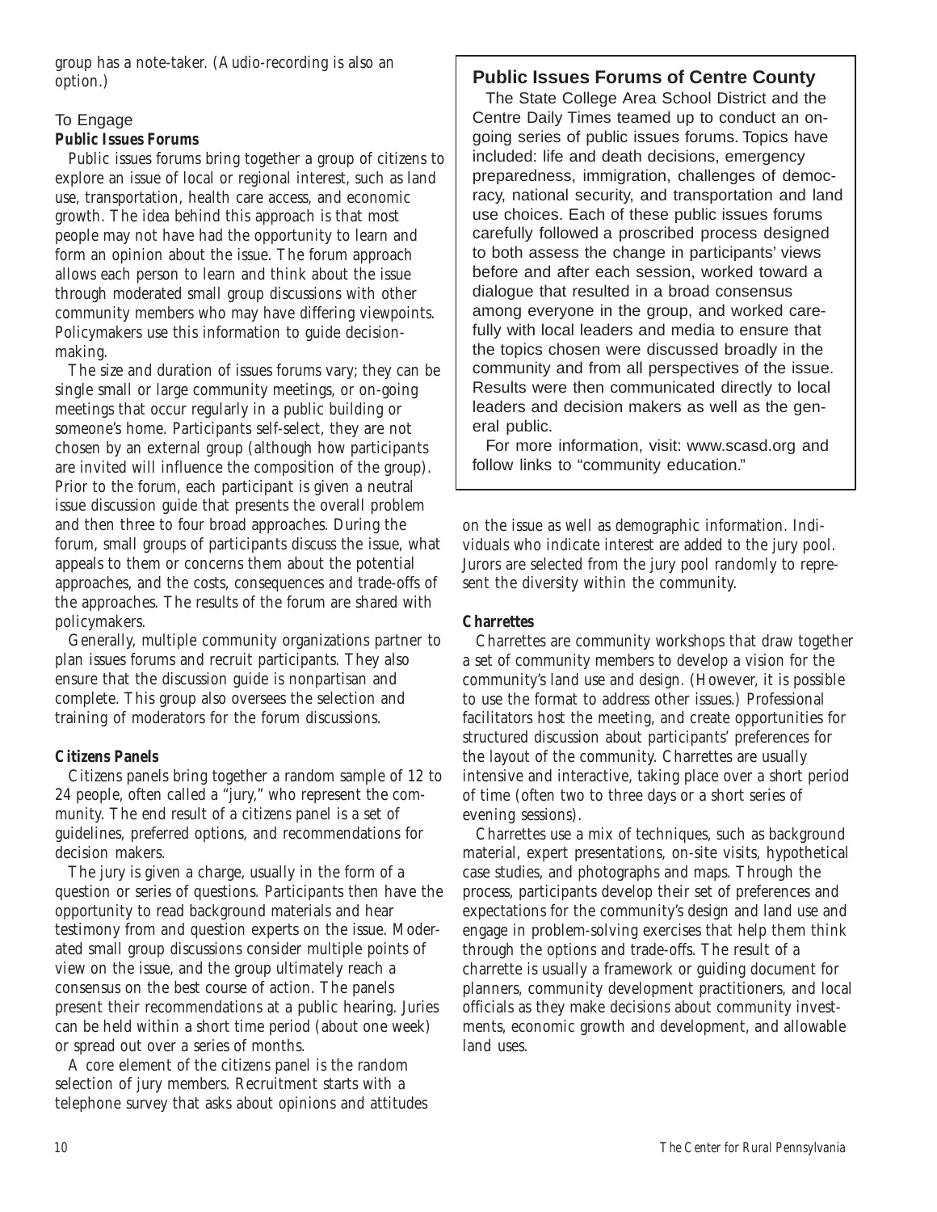group has a note-taker. (Audio-recording is also an option.)

### To Engage

**Public Issues Forums**

Public issues forums bring together a group of citizens to explore an issue of local or regional interest, such as land use, transportation, health care access, and economic growth. The idea behind this approach is that most people may not have had the opportunity to learn and form an opinion about the issue. The forum approach allows each person to learn and think about the issue through moderated small group discussions with other community members who may have differing viewpoints. Policymakers use this information to guide decision-making.

The size and duration of issues forums vary; they can be single small or large community meetings, or on-going meetings that occur regularly in a public building or someone's home. Participants self-select, they are not chosen by an external group (although how participants are invited will influence the composition of the group). Prior to the forum, each participant is given a neutral issue discussion guide that presents the overall problem and then three to four broad approaches. During the forum, small groups of participants discuss the issue, what appeals to them or concerns them about the potential approaches, and the costs, consequences and trade-offs of the approaches. The results of the forum are shared with policymakers.

Generally, multiple community organizations partner to plan issues forums and recruit participants. They also ensure that the discussion guide is nonpartisan and complete. This group also oversees the selection and training of moderators for the forum discussions.

**Public Issues Forums of Centre County**

The State College Area School District and the Centre Daily Times teamed up to conduct an on-going series of public issues forums. Topics have included: life and death decisions, emergency preparedness, immigration, challenges of democracy, national security, and transportation and land use choices. Each of these public issues forums carefully followed a proscribed process designed to both assess the change in participants' views before and after each session, worked toward a dialogue that resulted in a broad consensus among everyone in the group, and worked carefully with local leaders and media to ensure that the topics chosen were discussed broadly in the community and from all perspectives of the issue. Results were then communicated directly to local leaders and decision makers as well as the general public.

For more information, visit: www.scasd.org and follow links to "community education."

**Citizens Panels**

Citizens panels bring together a random sample of 12 to 24 people, often called a "jury," who represent the community. The end result of a citizens panel is a set of guidelines, preferred options, and recommendations for decision makers.

The jury is given a charge, usually in the form of a question or series of questions. Participants then have the opportunity to read background materials and hear testimony from and question experts on the issue. Moderated small group discussions consider multiple points of view on the issue, and the group ultimately reach a consensus on the best course of action. The panels present their recommendations at a public hearing. Juries can be held within a short time period (about one week) or spread out over a series of months.

A core element of the citizens panel is the random selection of jury members. Recruitment starts with a telephone survey that asks about opinions and attitudes on the issue as well as demographic information. Individuals who indicate interest are added to the jury pool. Jurors are selected from the jury pool randomly to represent the diversity within the community.

**Charrettes**

Charrettes are community workshops that draw together a set of community members to develop a vision for the community's land use and design. (However, it is possible to use the format to address other issues.) Professional facilitators host the meeting, and create opportunities for structured discussion about participants' preferences for the layout of the community. Charrettes are usually intensive and interactive, taking place over a short period of time (often two to three days or a short series of evening sessions).

Charrettes use a mix of techniques, such as background material, expert presentations, on-site visits, hypothetical case studies, and photographs and maps. Through the process, participants develop their set of preferences and expectations for the community's design and land use and engage in problem-solving exercises that help them think through the options and trade-offs. The result of a charrette is usually a framework or guiding document for planners, community development practitioners, and local officials as they make decisions about community investments, economic growth and development, and allowable land uses.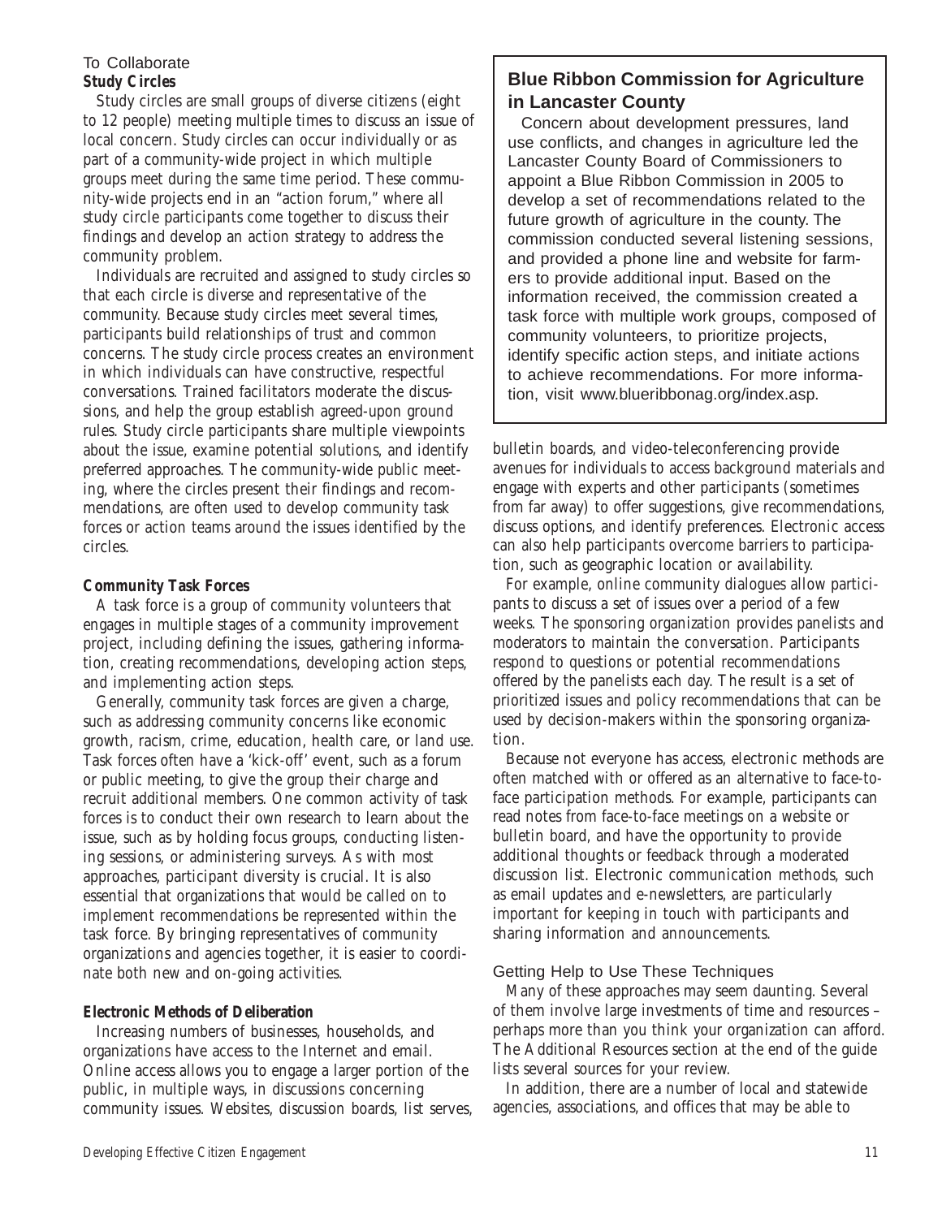## To Collaborate

### Study Circles

Study circles are small groups of diverse citizens (eight to 12 people) meeting multiple times to discuss an issue of local concern. Study circles can occur individually or as part of a community-wide project in which multiple groups meet during the same time period. These community-wide projects end in an "action forum," where all study circle participants come together to discuss their findings and develop an action strategy to address the community problem.

Individuals are recruited and assigned to study circles so that each circle is diverse and representative of the community. Because study circles meet several times, participants build relationships of trust and common concerns. The study circle process creates an environment in which individuals can have constructive, respectful conversations. Trained facilitators moderate the discussions, and help the group establish agreed-upon ground rules. Study circle participants share multiple viewpoints about the issue, examine potential solutions, and identify preferred approaches. The community-wide public meeting, where the circles present their findings and recommendations, are often used to develop community task forces or action teams around the issues identified by the circles.

### Community Task Forces

A task force is a group of community volunteers that engages in multiple stages of a community improvement project, including defining the issues, gathering information, creating recommendations, developing action steps, and implementing action steps.

Generally, community task forces are given a charge, such as addressing community concerns like economic growth, racism, crime, education, health care, or land use. Task forces often have a 'kick-off' event, such as a forum or public meeting, to give the group their charge and recruit additional members. One common activity of task forces is to conduct their own research to learn about the issue, such as by holding focus groups, conducting listening sessions, or administering surveys. As with most approaches, participant diversity is crucial. It is also essential that organizations that would be called on to implement recommendations be represented within the task force. By bringing representatives of community organizations and agencies together, it is easier to coordinate both new and on-going activities.

### Electronic Methods of Deliberation

Increasing numbers of businesses, households, and organizations have access to the Internet and email. Online access allows you to engage a larger portion of the public, in multiple ways, in discussions concerning community issues. Websites, discussion boards, list serves, bulletin boards, and video-teleconferencing provide avenues for individuals to access background materials and engage with experts and other participants (sometimes from far away) to offer suggestions, give recommendations, discuss options, and identify preferences. Electronic access can also help participants overcome barriers to participation, such as geographic location or availability.

For example, online community dialogues allow participants to discuss a set of issues over a period of a few weeks. The sponsoring organization provides panelists and moderators to maintain the conversation. Participants respond to questions or potential recommendations offered by the panelists each day. The result is a set of prioritized issues and policy recommendations that can be used by decision-makers within the sponsoring organization.

Because not everyone has access, electronic methods are often matched with or offered as an alternative to face-to-face participation methods. For example, participants can read notes from face-to-face meetings on a website or bulletin board, and have the opportunity to provide additional thoughts or feedback through a moderated discussion list. Electronic communication methods, such as email updates and e-newsletters, are particularly important for keeping in touch with participants and sharing information and announcements.

> **Blue Ribbon Commission for Agriculture in Lancaster County**
>
> Concern about development pressures, land use conflicts, and changes in agriculture led the Lancaster County Board of Commissioners to appoint a Blue Ribbon Commission in 2005 to develop a set of recommendations related to the future growth of agriculture in the county. The commission conducted several listening sessions, and provided a phone line and website for farmers to provide additional input. Based on the information received, the commission created a task force with multiple work groups, composed of community volunteers, to prioritize projects, identify specific action steps, and initiate actions to achieve recommendations. For more information, visit www.blueribbonag.org/index.asp.

## Getting Help to Use These Techniques

Many of these approaches may seem daunting. Several of them involve large investments of time and resources – perhaps more than you think your organization can afford. The *Additional Resources* section at the end of the guide lists several sources for your review.

In addition, there are a number of local and statewide agencies, associations, and offices that may be able to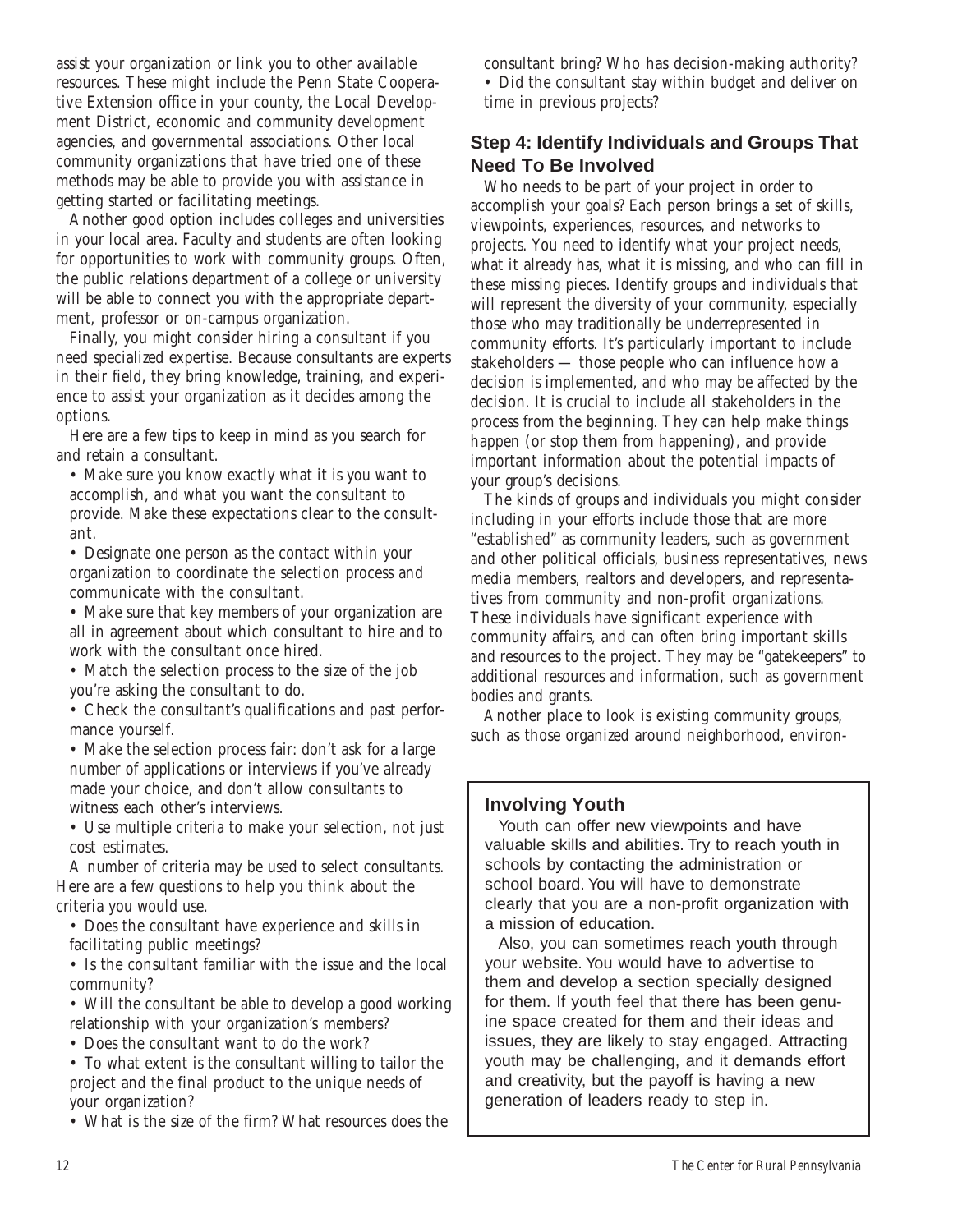assist your organization or link you to other available resources. These might include the Penn State Cooperative Extension office in your county, the Local Development District, economic and community development agencies, and governmental associations. Other local community organizations that have tried one of these methods may be able to provide you with assistance in getting started or facilitating meetings.

Another good option includes colleges and universities in your local area. Faculty and students are often looking for opportunities to work with community groups. Often, the public relations department of a college or university will be able to connect you with the appropriate department, professor or on-campus organization.

Finally, you might consider hiring a consultant if you need specialized expertise. Because consultants are experts in their field, they bring knowledge, training, and experience to assist your organization as it decides among the options.

Here are a few tips to keep in mind as you search for and retain a consultant.

- Make sure you know exactly what it is you want to accomplish, and what you want the consultant to provide. Make these expectations clear to the consultant.
- Designate one person as the contact within your organization to coordinate the selection process and communicate with the consultant.
- Make sure that key members of your organization are all in agreement about which consultant to hire and to work with the consultant once hired.
- Match the selection process to the size of the job you're asking the consultant to do.
- Check the consultant's qualifications and past performance yourself.
- Make the selection process fair: don't ask for a large number of applications or interviews if you've already made your choice, and don't allow consultants to witness each other's interviews.
- Use multiple criteria to make your selection, not just cost estimates.

A number of criteria may be used to select consultants. Here are a few questions to help you think about the criteria you would use.

- Does the consultant have experience and skills in facilitating public meetings?
- Is the consultant familiar with the issue and the local community?
- Will the consultant be able to develop a good working relationship with your organization's members?
- Does the consultant want to do the work?
- To what extent is the consultant willing to tailor the project and the final product to the unique needs of your organization?
- What is the size of the firm? What resources does the consultant bring? Who has decision-making authority?
- Did the consultant stay within budget and deliver on time in previous projects?

## Step 4: Identify Individuals and Groups That Need To Be Involved

Who needs to be part of your project in order to accomplish your goals? Each person brings a set of skills, viewpoints, experiences, resources, and networks to projects. You need to identify what your project needs, what it already has, what it is missing, and who can fill in these missing pieces. Identify groups and individuals that will represent the diversity of your community, especially those who may traditionally be underrepresented in community efforts. It's particularly important to include stakeholders — those people who can influence how a decision is implemented, and who may be affected by the decision. It is crucial to include all stakeholders in the process from the beginning. They can help make things happen (or stop them from happening), and provide important information about the potential impacts of your group's decisions.

The kinds of groups and individuals you might consider including in your efforts include those that are more "established" as community leaders, such as government and other political officials, business representatives, news media members, realtors and developers, and representatives from community and non-profit organizations. These individuals have significant experience with community affairs, and can often bring important skills and resources to the project. They may be "gatekeepers" to additional resources and information, such as government bodies and grants.

Another place to look is existing community groups, such as those organized around neighborhood, environ-

### Involving Youth

Youth can offer new viewpoints and have valuable skills and abilities. Try to reach youth in schools by contacting the administration or school board. You will have to demonstrate clearly that you are a non-profit organization with a mission of education.

Also, you can sometimes reach youth through your website. You would have to advertise to them and develop a section specially designed for them. If youth feel that there has been genuine space created for them and their ideas and issues, they are likely to stay engaged. Attracting youth may be challenging, and it demands effort and creativity, but the payoff is having a new generation of leaders ready to step in.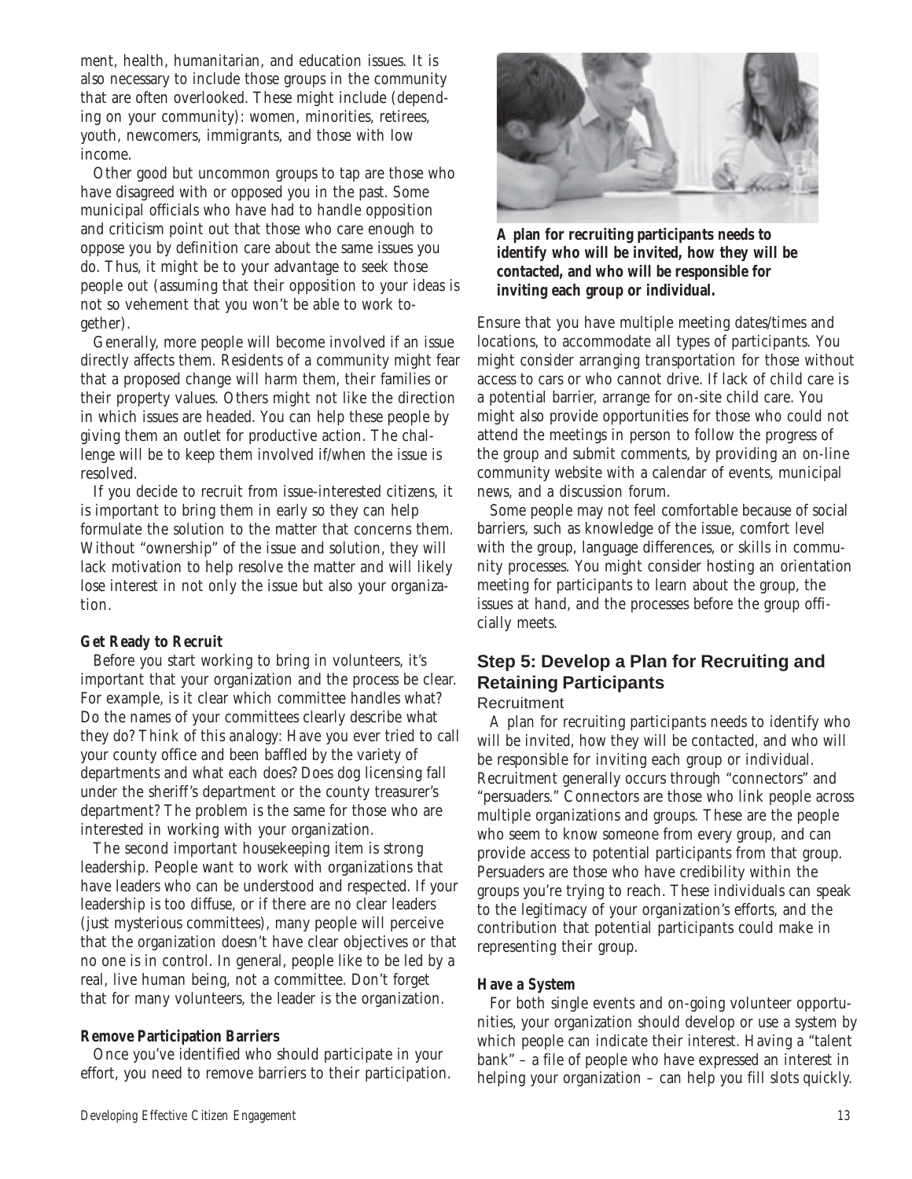ment, health, humanitarian, and education issues. It is also necessary to include those groups in the community that are often overlooked. These might include (depending on your community): women, minorities, retirees, youth, newcomers, immigrants, and those with low income.

Other good but uncommon groups to tap are those who have disagreed with or opposed you in the past. Some municipal officials who have had to handle opposition and criticism point out that those who care enough to oppose you by definition care about the same issues you do. Thus, it might be to your advantage to seek those people out (assuming that their opposition to your ideas is not so vehement that you won't be able to work together).

Generally, more people will become involved if an issue directly affects them. Residents of a community might fear that a proposed change will harm them, their families or their property values. Others might not like the direction in which issues are headed. You can help these people by giving them an outlet for productive action. The challenge will be to keep them involved if/when the issue is resolved.

If you decide to recruit from issue-interested citizens, it is important to bring them in early so they can help formulate the solution to the matter that concerns them. Without "ownership" of the issue and solution, they will lack motivation to help resolve the matter and will likely lose interest in not only the issue but also your organization.

**Get Ready to Recruit**

Before you start working to bring in volunteers, it's important that your organization and the process be clear. For example, is it clear which committee handles what? Do the names of your committees clearly describe what they do? Think of this analogy: Have you ever tried to call your county office and been baffled by the variety of departments and what each does? Does dog licensing fall under the sheriff's department or the county treasurer's department? The problem is the same for those who are interested in working with your organization.

The second important housekeeping item is strong leadership. People want to work with organizations that have leaders who can be understood and respected. If your leadership is too diffuse, or if there are no clear leaders (just mysterious committees), many people will perceive that the organization doesn't have clear objectives or that no one is in control. In general, people like to be led by a real, live human being, not a committee. Don't forget that for many volunteers, the leader is the organization.

**Remove Participation Barriers**

Once you've identified who should participate in your effort, you need to remove barriers to their participation.

**A plan for recruiting participants needs to identify who will be invited, how they will be contacted, and who will be responsible for inviting each group or individual.**

Ensure that you have multiple meeting dates/times and locations, to accommodate all types of participants. You might consider arranging transportation for those without access to cars or who cannot drive. If lack of child care is a potential barrier, arrange for on-site child care. You might also provide opportunities for those who could not attend the meetings in person to follow the progress of the group and submit comments, by providing an on-line community website with a calendar of events, municipal news, and a discussion forum.

Some people may not feel comfortable because of social barriers, such as knowledge of the issue, comfort level with the group, language differences, or skills in community processes. You might consider hosting an orientation meeting for participants to learn about the group, the issues at hand, and the processes before the group officially meets.

## Step 5: Develop a Plan for Recruiting and Retaining Participants

### Recruitment

A plan for recruiting participants needs to identify who will be invited, how they will be contacted, and who will be responsible for inviting each group or individual. Recruitment generally occurs through "connectors" and "persuaders." Connectors are those who link people across multiple organizations and groups. These are the people who seem to know someone from every group, and can provide access to potential participants from that group. Persuaders are those who have credibility within the groups you're trying to reach. These individuals can speak to the legitimacy of your organization's efforts, and the contribution that potential participants could make in representing their group.

**Have a System**

For both single events and on-going volunteer opportunities, your organization should develop or use a system by which people can indicate their interest. Having a "talent bank" – a file of people who have expressed an interest in helping your organization – can help you fill slots quickly.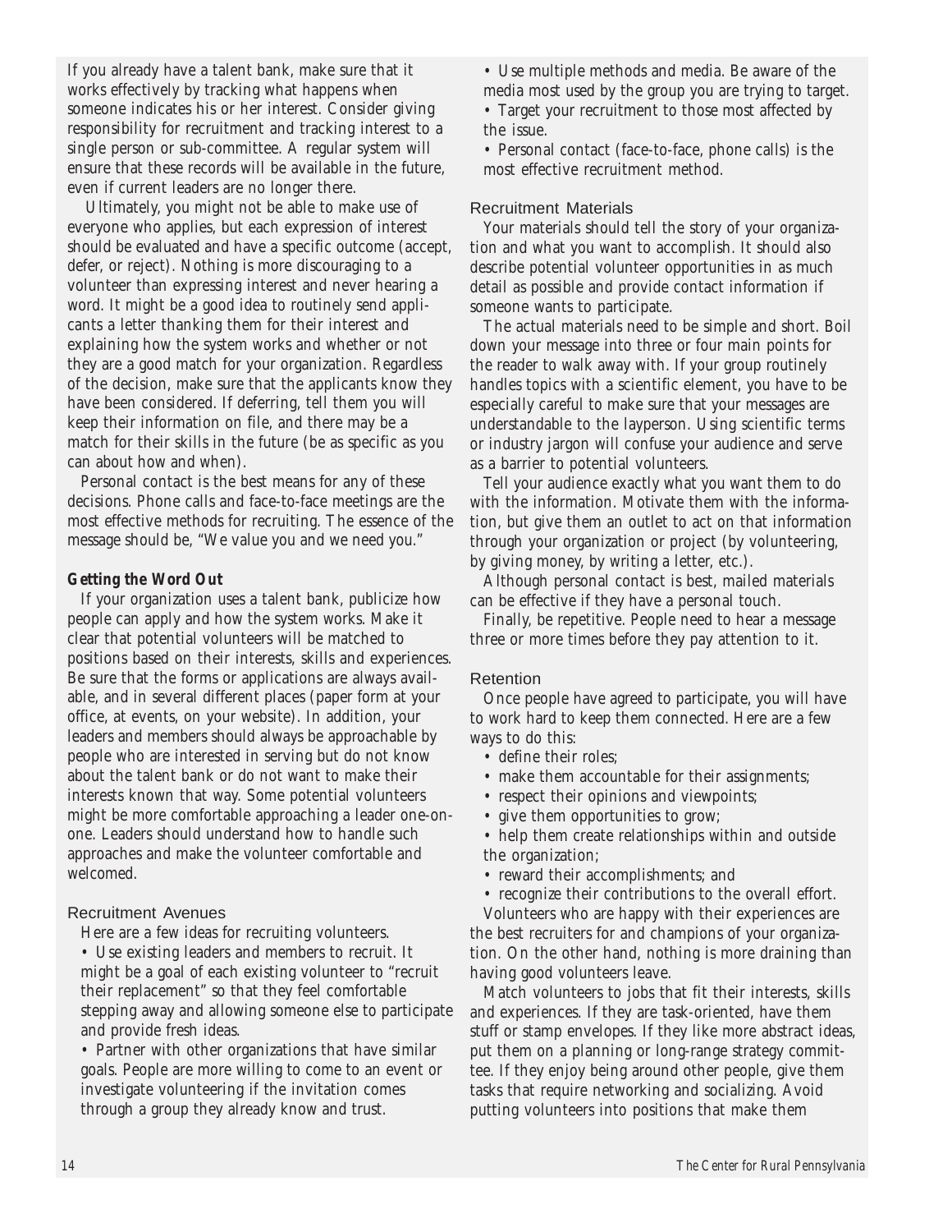If you already have a talent bank, make sure that it works effectively by tracking what happens when someone indicates his or her interest. Consider giving responsibility for recruitment and tracking interest to a single person or sub-committee. A regular system will ensure that these records will be available in the future, even if current leaders are no longer there.

Ultimately, you might not be able to make use of everyone who applies, but each expression of interest should be evaluated and have a specific outcome (accept, defer, or reject). Nothing is more discouraging to a volunteer than expressing interest and never hearing a word. It might be a good idea to routinely send applicants a letter thanking them for their interest and explaining how the system works and whether or not they are a good match for your organization. Regardless of the decision, make sure that the applicants know they have been considered. If deferring, tell them you will keep their information on file, and there may be a match for their skills in the future (be as specific as you can about how and when).

Personal contact is the best means for any of these decisions. Phone calls and face-to-face meetings are the most effective methods for recruiting. The essence of the message should be, "We value you and we need you."

**Getting the Word Out**

If your organization uses a talent bank, publicize how people can apply and how the system works. Make it clear that potential volunteers will be matched to positions based on their interests, skills and experiences. Be sure that the forms or applications are always available, and in several different places (paper form at your office, at events, on your website). In addition, your leaders and members should always be approachable by people who are interested in serving but do not know about the talent bank or do not want to make their interests known that way. Some potential volunteers might be more comfortable approaching a leader one-on-one. Leaders should understand how to handle such approaches and make the volunteer comfortable and welcomed.

### Recruitment Avenues

Here are a few ideas for recruiting volunteers.

- Use existing leaders and members to recruit. It might be a goal of each existing volunteer to "recruit their replacement" so that they feel comfortable stepping away and allowing someone else to participate and provide fresh ideas.
- Partner with other organizations that have similar goals. People are more willing to come to an event or investigate volunteering if the invitation comes through a group they already know and trust.
- Use multiple methods and media. Be aware of the media most used by the group you are trying to target.
- Target your recruitment to those most affected by the issue.
- Personal contact (face-to-face, phone calls) is the most effective recruitment method.

### Recruitment Materials

Your materials should tell the story of your organization and what you want to accomplish. It should also describe potential volunteer opportunities in as much detail as possible and provide contact information if someone wants to participate.

The actual materials need to be simple and short. Boil down your message into three or four main points for the reader to walk away with. If your group routinely handles topics with a scientific element, you have to be especially careful to make sure that your messages are understandable to the layperson. Using scientific terms or industry jargon will confuse your audience and serve as a barrier to potential volunteers.

Tell your audience exactly what you want them to do with the information. Motivate them with the information, but give them an outlet to act on that information through your organization or project (by volunteering, by giving money, by writing a letter, etc.).

Although personal contact is best, mailed materials can be effective if they have a personal touch.

Finally, be repetitive. People need to hear a message three or more times before they pay attention to it.

### Retention

Once people have agreed to participate, you will have to work hard to keep them connected. Here are a few ways to do this:

- define their roles;
- make them accountable for their assignments;
- respect their opinions and viewpoints;
- give them opportunities to grow;
- help them create relationships within and outside the organization;
- reward their accomplishments; and
- recognize their contributions to the overall effort.

Volunteers who are happy with their experiences are the best recruiters for and champions of your organization. On the other hand, nothing is more draining than having good volunteers leave.

Match volunteers to jobs that fit their interests, skills and experiences. If they are task-oriented, have them stuff or stamp envelopes. If they like more abstract ideas, put them on a planning or long-range strategy committee. If they enjoy being around other people, give them tasks that require networking and socializing. Avoid putting volunteers into positions that make them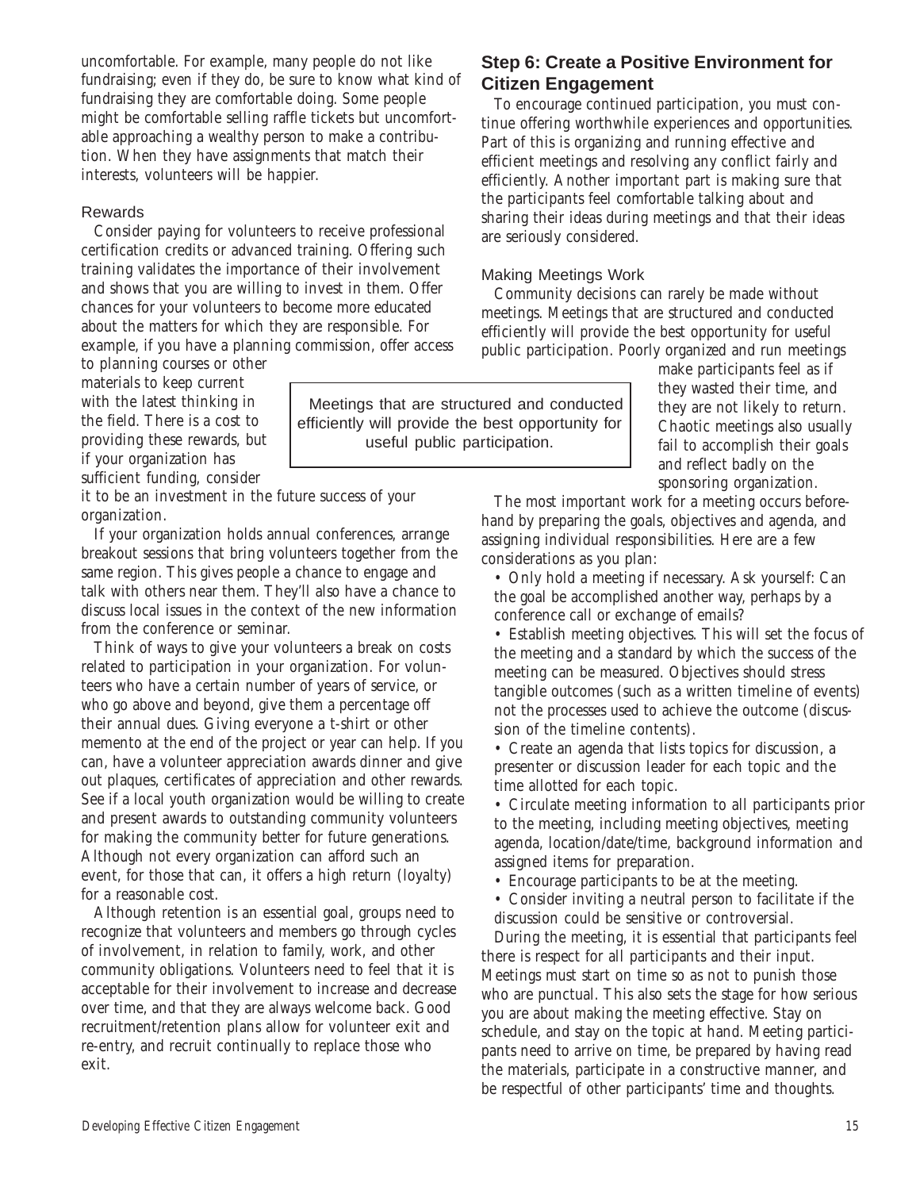uncomfortable. For example, many people do not like fundraising; even if they do, be sure to know what kind of fundraising they are comfortable doing. Some people might be comfortable selling raffle tickets but uncomfortable approaching a wealthy person to make a contribution. When they have assignments that match their interests, volunteers will be happier.

### Rewards

Consider paying for volunteers to receive professional certification credits or advanced training. Offering such training validates the importance of their involvement and shows that you are willing to invest in them. Offer chances for your volunteers to become more educated about the matters for which they are responsible. For example, if you have a planning commission, offer access to planning courses or other materials to keep current with the latest thinking in the field. There is a cost to providing these rewards, but if your organization has sufficient funding, consider it to be an investment in the future success of your organization.

If your organization holds annual conferences, arrange breakout sessions that bring volunteers together from the same region. This gives people a chance to engage and talk with others near them. They'll also have a chance to discuss local issues in the context of the new information from the conference or seminar.

Think of ways to give your volunteers a break on costs related to participation in your organization. For volunteers who have a certain number of years of service, or who go above and beyond, give them a percentage off their annual dues. Giving everyone a t-shirt or other memento at the end of the project or year can help. If you can, have a volunteer appreciation awards dinner and give out plaques, certificates of appreciation and other rewards. See if a local youth organization would be willing to create and present awards to outstanding community volunteers for making the community better for future generations. Although not every organization can afford such an event, for those that can, it offers a high return (loyalty) for a reasonable cost.

Although retention is an essential goal, groups need to recognize that volunteers and members go through cycles of involvement, in relation to family, work, and other community obligations. Volunteers need to feel that it is acceptable for their involvement to increase and decrease over time, and that they are always welcome back. Good recruitment/retention plans allow for volunteer exit and re-entry, and recruit continually to replace those who exit.

## Step 6: Create a Positive Environment for Citizen Engagement

To encourage continued participation, you must continue offering worthwhile experiences and opportunities. Part of this is organizing and running effective and efficient meetings and resolving any conflict fairly and efficiently. Another important part is making sure that the participants feel comfortable talking about and sharing their ideas during meetings and that their ideas are seriously considered.

### Making Meetings Work

Community decisions can rarely be made without meetings. Meetings that are structured and conducted efficiently will provide the best opportunity for useful public participation. Poorly organized and run meetings make participants feel as if they wasted their time, and they are not likely to return. Chaotic meetings also usually fail to accomplish their goals and reflect badly on the sponsoring organization.

> Meetings that are structured and conducted efficiently will provide the best opportunity for useful public participation.

The most important work for a meeting occurs beforehand by preparing the goals, objectives and agenda, and assigning individual responsibilities. Here are a few considerations as you plan:

- Only hold a meeting if necessary. Ask yourself: Can the goal be accomplished another way, perhaps by a conference call or exchange of emails?
- Establish meeting objectives. This will set the focus of the meeting and a standard by which the success of the meeting can be measured. Objectives should stress tangible outcomes (such as a written timeline of events) not the processes used to achieve the outcome (discussion of the timeline contents).
- Create an agenda that lists topics for discussion, a presenter or discussion leader for each topic and the time allotted for each topic.
- Circulate meeting information to all participants prior to the meeting, including meeting objectives, meeting agenda, location/date/time, background information and assigned items for preparation.
- Encourage participants to be at the meeting.
- Consider inviting a neutral person to facilitate if the discussion could be sensitive or controversial.

During the meeting, it is essential that participants feel there is respect for all participants and their input. Meetings must start on time so as not to punish those who are punctual. This also sets the stage for how serious you are about making the meeting effective. Stay on schedule, and stay on the topic at hand. Meeting participants need to arrive on time, be prepared by having read the materials, participate in a constructive manner, and be respectful of other participants' time and thoughts.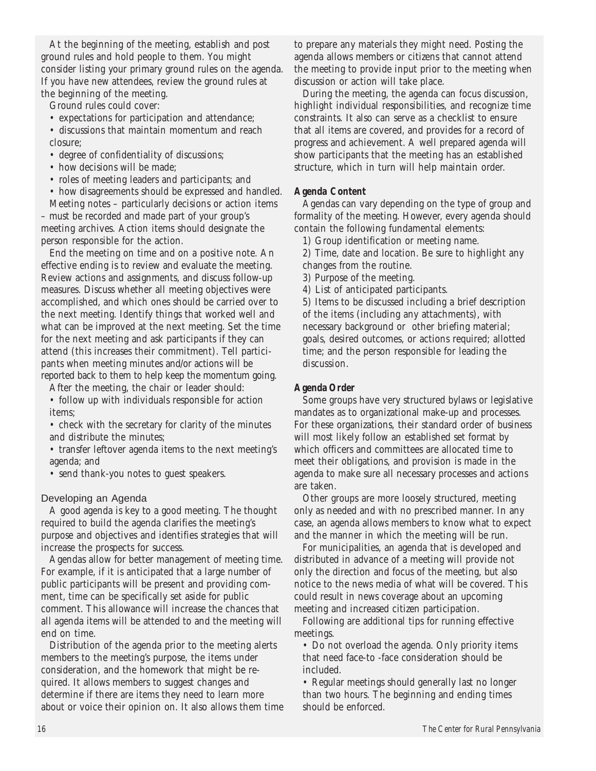At the beginning of the meeting, establish and post ground rules and hold people to them. You might consider listing your primary ground rules on the agenda. If you have new attendees, review the ground rules at the beginning of the meeting.

Ground rules could cover:

- expectations for participation and attendance;
- discussions that maintain momentum and reach closure;
- degree of confidentiality of discussions;
- how decisions will be made;
- roles of meeting leaders and participants; and
- how disagreements should be expressed and handled.

Meeting notes – particularly decisions or action items – must be recorded and made part of your group's meeting archives. Action items should designate the person responsible for the action.

End the meeting on time and on a positive note. An effective ending is to review and evaluate the meeting. Review actions and assignments, and discuss follow-up measures. Discuss whether all meeting objectives were accomplished, and which ones should be carried over to the next meeting. Identify things that worked well and what can be improved at the next meeting. Set the time for the next meeting and ask participants if they can attend (this increases their commitment). Tell participants when meeting minutes and/or actions will be reported back to them to help keep the momentum going.

After the meeting, the chair or leader should:

- follow up with individuals responsible for action items;
- check with the secretary for clarity of the minutes and distribute the minutes;
- transfer leftover agenda items to the next meeting's agenda; and
- send thank-you notes to guest speakers.

## Developing an Agenda

A good agenda is key to a good meeting. The thought required to build the agenda clarifies the meeting's purpose and objectives and identifies strategies that will increase the prospects for success.

Agendas allow for better management of meeting time. For example, if it is anticipated that a large number of public participants will be present and providing comment, time can be specifically set aside for public comment. This allowance will increase the chances that all agenda items will be attended to and the meeting will end on time.

Distribution of the agenda prior to the meeting alerts members to the meeting's purpose, the items under consideration, and the homework that might be required. It allows members to suggest changes and determine if there are items they need to learn more about or voice their opinion on. It also allows them time to prepare any materials they might need. Posting the agenda allows members or citizens that cannot attend the meeting to provide input prior to the meeting when discussion or action will take place.

During the meeting, the agenda can focus discussion, highlight individual responsibilities, and recognize time constraints. It also can serve as a checklist to ensure that all items are covered, and provides for a record of progress and achievement. A well prepared agenda will show participants that the meeting has an established structure, which in turn will help maintain order.

### Agenda Content

Agendas can vary depending on the type of group and formality of the meeting. However, every agenda should contain the following fundamental elements:

1) Group identification or meeting name.

2) Time, date and location. Be sure to highlight any changes from the routine.

3) Purpose of the meeting.

4) List of anticipated participants.

5) Items to be discussed including a brief description of the items (including any attachments), with necessary background or other briefing material; goals, desired outcomes, or actions required; allotted time; and the person responsible for leading the discussion.

### Agenda Order

Some groups have very structured bylaws or legislative mandates as to organizational make-up and processes. For these organizations, their standard order of business will most likely follow an established set format by which officers and committees are allocated time to meet their obligations, and provision is made in the agenda to make sure all necessary processes and actions are taken.

Other groups are more loosely structured, meeting only as needed and with no prescribed manner. In any case, an agenda allows members to know what to expect and the manner in which the meeting will be run.

For municipalities, an agenda that is developed and distributed in advance of a meeting will provide not only the direction and focus of the meeting, but also notice to the news media of what will be covered. This could result in news coverage about an upcoming meeting and increased citizen participation.

Following are additional tips for running effective meetings.

- Do not overload the agenda. Only priority items that need face-to -face consideration should be included.
- Regular meetings should generally last no longer than two hours. The beginning and ending times should be enforced.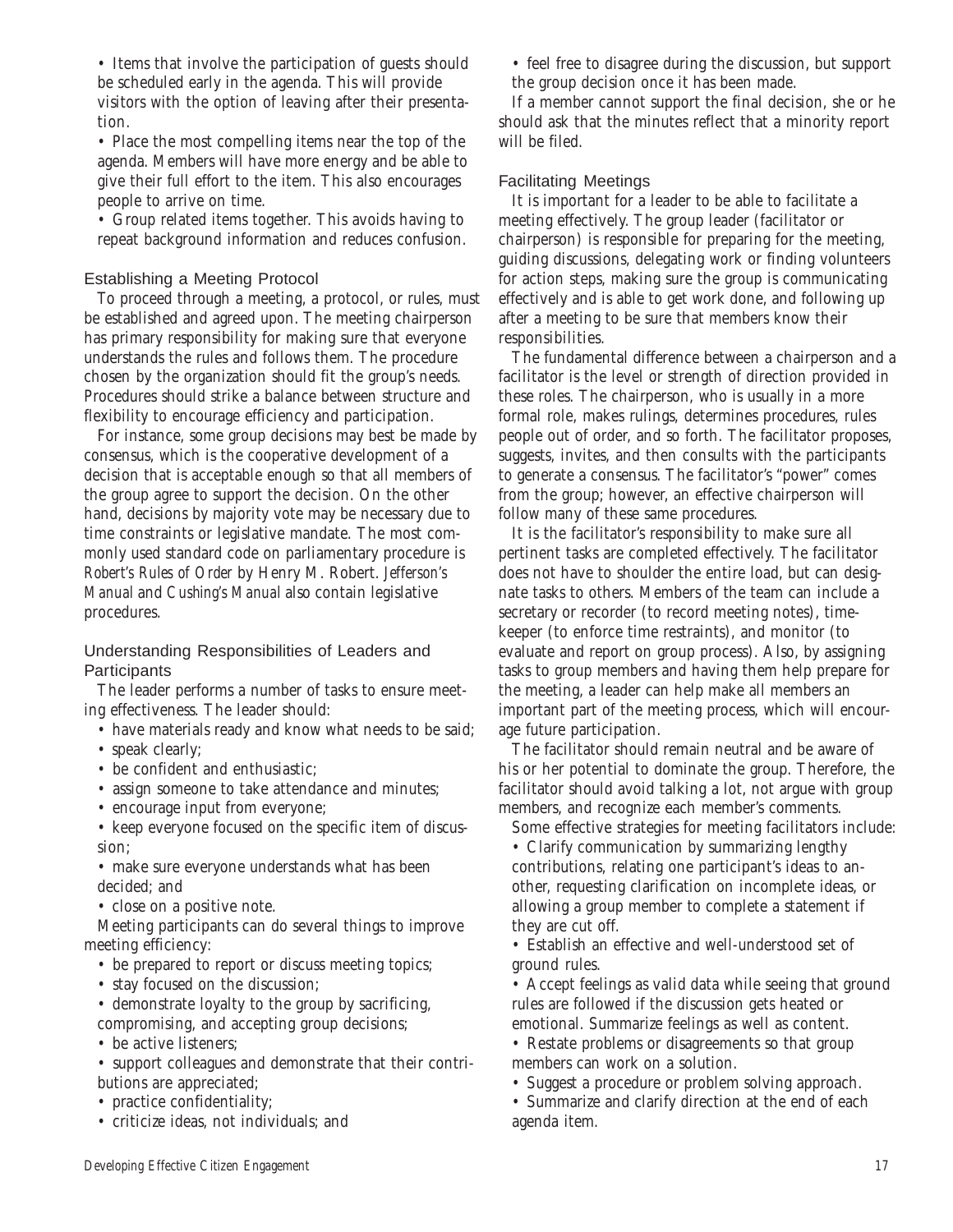- Items that involve the participation of guests should be scheduled early in the agenda. This will provide visitors with the option of leaving after their presentation.
- Place the most compelling items near the top of the agenda. Members will have more energy and be able to give their full effort to the item. This also encourages people to arrive on time.
- Group related items together. This avoids having to repeat background information and reduces confusion.

### Establishing a Meeting Protocol

To proceed through a meeting, a protocol, or rules, must be established and agreed upon. The meeting chairperson has primary responsibility for making sure that everyone understands the rules and follows them. The procedure chosen by the organization should fit the group's needs. Procedures should strike a balance between structure and flexibility to encourage efficiency and participation.

For instance, some group decisions may best be made by consensus, which is the cooperative development of a decision that is acceptable enough so that all members of the group agree to support the decision. On the other hand, decisions by majority vote may be necessary due to time constraints or legislative mandate. The most commonly used standard code on parliamentary procedure is *Robert's Rules of Order* by Henry M. Robert. *Jefferson's Manual* and *Cushing's Manual* also contain legislative procedures.

### Understanding Responsibilities of Leaders and Participants

The leader performs a number of tasks to ensure meeting effectiveness. The leader should:

- have materials ready and know what needs to be said;
- speak clearly;
- be confident and enthusiastic;
- assign someone to take attendance and minutes;
- encourage input from everyone;
- keep everyone focused on the specific item of discussion;
- make sure everyone understands what has been decided; and
- close on a positive note.

Meeting participants can do several things to improve meeting efficiency:

- be prepared to report or discuss meeting topics;
- stay focused on the discussion;
- demonstrate loyalty to the group by sacrificing, compromising, and accepting group decisions;
- be active listeners;
- support colleagues and demonstrate that their contributions are appreciated;
- practice confidentiality;
- criticize ideas, not individuals; and
- feel free to disagree during the discussion, but support the group decision once it has been made.

If a member cannot support the final decision, she or he should ask that the minutes reflect that a minority report will be filed.

### Facilitating Meetings

It is important for a leader to be able to facilitate a meeting effectively. The group leader (facilitator or chairperson) is responsible for preparing for the meeting, guiding discussions, delegating work or finding volunteers for action steps, making sure the group is communicating effectively and is able to get work done, and following up after a meeting to be sure that members know their responsibilities.

The fundamental difference between a chairperson and a facilitator is the level or strength of direction provided in these roles. The chairperson, who is usually in a more formal role, makes rulings, determines procedures, rules people out of order, and so forth. The facilitator proposes, suggests, invites, and then consults with the participants to generate a consensus. The facilitator's "power" comes from the group; however, an effective chairperson will follow many of these same procedures.

It is the facilitator's responsibility to make sure all pertinent tasks are completed effectively. The facilitator does not have to shoulder the entire load, but can designate tasks to others. Members of the team can include a secretary or recorder (to record meeting notes), timekeeper (to enforce time restraints), and monitor (to evaluate and report on group process). Also, by assigning tasks to group members and having them help prepare for the meeting, a leader can help make all members an important part of the meeting process, which will encourage future participation.

The facilitator should remain neutral and be aware of his or her potential to dominate the group. Therefore, the facilitator should avoid talking a lot, not argue with group members, and recognize each member's comments.

Some effective strategies for meeting facilitators include:

- Clarify communication by summarizing lengthy contributions, relating one participant's ideas to another, requesting clarification on incomplete ideas, or allowing a group member to complete a statement if they are cut off.
- Establish an effective and well-understood set of ground rules.
- Accept feelings as valid data while seeing that ground rules are followed if the discussion gets heated or emotional. Summarize feelings as well as content.
- Restate problems or disagreements so that group members can work on a solution.
- Suggest a procedure or problem solving approach.
- Summarize and clarify direction at the end of each agenda item.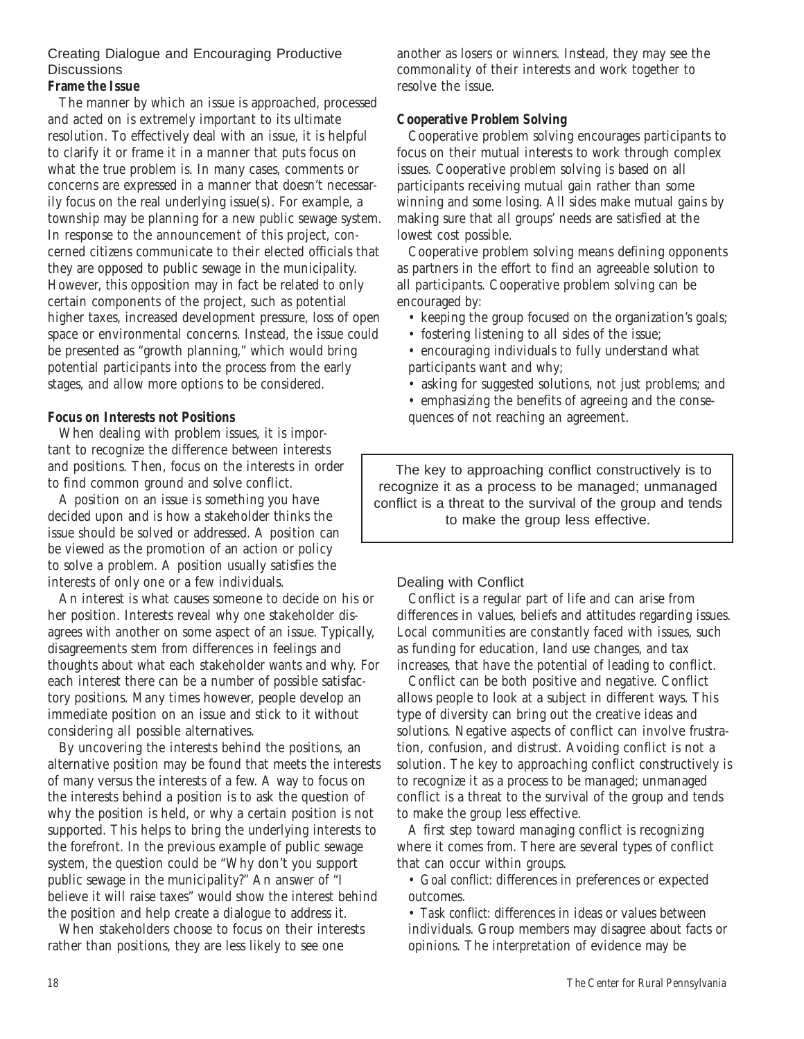## Creating Dialogue and Encouraging Productive Discussions

### Frame the Issue

The manner by which an issue is approached, processed and acted on is extremely important to its ultimate resolution. To effectively deal with an issue, it is helpful to clarify it or frame it in a manner that puts focus on what the true problem is. In many cases, comments or concerns are expressed in a manner that doesn't necessarily focus on the real underlying issue(s). For example, a township may be planning for a new public sewage system. In response to the announcement of this project, concerned citizens communicate to their elected officials that they are opposed to public sewage in the municipality. However, this opposition may in fact be related to only certain components of the project, such as potential higher taxes, increased development pressure, loss of open space or environmental concerns. Instead, the issue could be presented as "growth planning," which would bring potential participants into the process from the early stages, and allow more options to be considered.

### Focus on Interests not Positions

When dealing with problem issues, it is important to recognize the difference between interests and positions. Then, focus on the interests in order to find common ground and solve conflict.

A position on an issue is something you have decided upon and is how a stakeholder thinks the issue should be solved or addressed. A position can be viewed as the promotion of an action or policy to solve a problem. A position usually satisfies the interests of only one or a few individuals.

An interest is what causes someone to decide on his or her position. Interests reveal why one stakeholder disagrees with another on some aspect of an issue. Typically, disagreements stem from differences in feelings and thoughts about what each stakeholder wants and why. For each interest there can be a number of possible satisfactory positions. Many times however, people develop an immediate position on an issue and stick to it without considering all possible alternatives.

By uncovering the interests behind the positions, an alternative position may be found that meets the interests of many versus the interests of a few. A way to focus on the interests behind a position is to ask the question of why the position is held, or why a certain position is not supported. This helps to bring the underlying interests to the forefront. In the previous example of public sewage system, the question could be "Why don't you support public sewage in the municipality?" An answer of "I believe it will raise taxes" would show the interest behind the position and help create a dialogue to address it.

When stakeholders choose to focus on their interests rather than positions, they are less likely to see one another as losers or winners. Instead, they may see the commonality of their interests and work together to resolve the issue.

### Cooperative Problem Solving

Cooperative problem solving encourages participants to focus on their mutual interests to work through complex issues. Cooperative problem solving is based on all participants receiving mutual gain rather than some winning and some losing. All sides make mutual gains by making sure that all groups' needs are satisfied at the lowest cost possible.

Cooperative problem solving means defining opponents as partners in the effort to find an agreeable solution to all participants. Cooperative problem solving can be encouraged by:

- keeping the group focused on the organization's goals;
- fostering listening to all sides of the issue;
- encouraging individuals to fully understand what participants want and why;
- asking for suggested solutions, not just problems; and
- emphasizing the benefits of agreeing and the consequences of not reaching an agreement.

> The key to approaching conflict constructively is to recognize it as a process to be managed; unmanaged conflict is a threat to the survival of the group and tends to make the group less effective.

## Dealing with Conflict

Conflict is a regular part of life and can arise from differences in values, beliefs and attitudes regarding issues. Local communities are constantly faced with issues, such as funding for education, land use changes, and tax increases, that have the potential of leading to conflict.

Conflict can be both positive and negative. Conflict allows people to look at a subject in different ways. This type of diversity can bring out the creative ideas and solutions. Negative aspects of conflict can involve frustration, confusion, and distrust. Avoiding conflict is not a solution. The key to approaching conflict constructively is to recognize it as a process to be managed; unmanaged conflict is a threat to the survival of the group and tends to make the group less effective.

A first step toward managing conflict is recognizing where it comes from. There are several types of conflict that can occur within groups.

- *Goal conflict*: differences in preferences or expected outcomes.
- *Task conflict*: differences in ideas or values between individuals. Group members may disagree about facts or opinions. The interpretation of evidence may be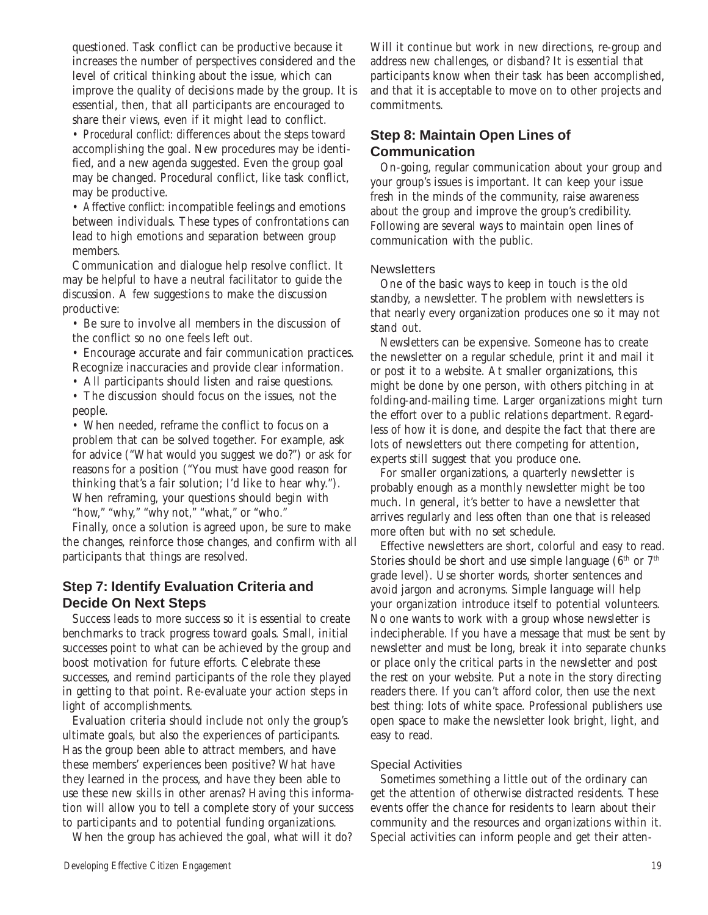questioned. Task conflict can be productive because it increases the number of perspectives considered and the level of critical thinking about the issue, which can improve the quality of decisions made by the group. It is essential, then, that all participants are encouraged to share their views, even if it might lead to conflict.

- *Procedural conflict*: differences about the steps toward accomplishing the goal. New procedures may be identified, and a new agenda suggested. Even the group goal may be changed. Procedural conflict, like task conflict, may be productive.
- *Affective conflict*: incompatible feelings and emotions between individuals. These types of confrontations can lead to high emotions and separation between group members.

Communication and dialogue help resolve conflict. It may be helpful to have a neutral facilitator to guide the discussion. A few suggestions to make the discussion productive:

- Be sure to involve all members in the discussion of the conflict so no one feels left out.
- Encourage accurate and fair communication practices. Recognize inaccuracies and provide clear information.
- All participants should listen and raise questions.
- The discussion should focus on the issues, not the people.
- When needed, reframe the conflict to focus on a problem that can be solved together. For example, ask for advice ("What would you suggest we do?") or ask for reasons for a position ("You must have good reason for thinking that's a fair solution; I'd like to hear why."). When reframing, your questions should begin with "how," "why," "why not," "what," or "who."

Finally, once a solution is agreed upon, be sure to make the changes, reinforce those changes, and confirm with all participants that things are resolved.

## Step 7: Identify Evaluation Criteria and Decide On Next Steps

Success leads to more success so it is essential to create benchmarks to track progress toward goals. Small, initial successes point to what can be achieved by the group and boost motivation for future efforts. Celebrate these successes, and remind participants of the role they played in getting to that point. Re-evaluate your action steps in light of accomplishments.

Evaluation criteria should include not only the group's ultimate goals, but also the experiences of participants. Has the group been able to attract members, and have these members' experiences been positive? What have they learned in the process, and have they been able to use these new skills in other arenas? Having this information will allow you to tell a complete story of your success to participants and to potential funding organizations.

When the group has achieved the goal, what will it do? Will it continue but work in new directions, re-group and address new challenges, or disband? It is essential that participants know when their task has been accomplished, and that it is acceptable to move on to other projects and commitments.

## Step 8: Maintain Open Lines of Communication

On-going, regular communication about your group and your group's issues is important. It can keep your issue fresh in the minds of the community, raise awareness about the group and improve the group's credibility. Following are several ways to maintain open lines of communication with the public.

### Newsletters

One of the basic ways to keep in touch is the old standby, a newsletter. The problem with newsletters is that nearly every organization produces one so it may not stand out.

Newsletters can be expensive. Someone has to create the newsletter on a regular schedule, print it and mail it or post it to a website. At smaller organizations, this might be done by one person, with others pitching in at folding-and-mailing time. Larger organizations might turn the effort over to a public relations department. Regardless of how it is done, and despite the fact that there are lots of newsletters out there competing for attention, experts still suggest that you produce one.

For smaller organizations, a quarterly newsletter is probably enough as a monthly newsletter might be too much. In general, it's better to have a newsletter that arrives regularly and less often than one that is released more often but with no set schedule.

Effective newsletters are short, colorful and easy to read. Stories should be short and use simple language (6th or 7th grade level). Use shorter words, shorter sentences and avoid jargon and acronyms. Simple language will help your organization introduce itself to potential volunteers. No one wants to work with a group whose newsletter is indecipherable. If you have a message that must be sent by newsletter and must be long, break it into separate chunks or place only the critical parts in the newsletter and post the rest on your website. Put a note in the story directing readers there. If you can't afford color, then use the next best thing: lots of white space. Professional publishers use open space to make the newsletter look bright, light, and easy to read.

### Special Activities

Sometimes something a little out of the ordinary can get the attention of otherwise distracted residents. These events offer the chance for residents to learn about their community and the resources and organizations within it. Special activities can inform people and get their atten-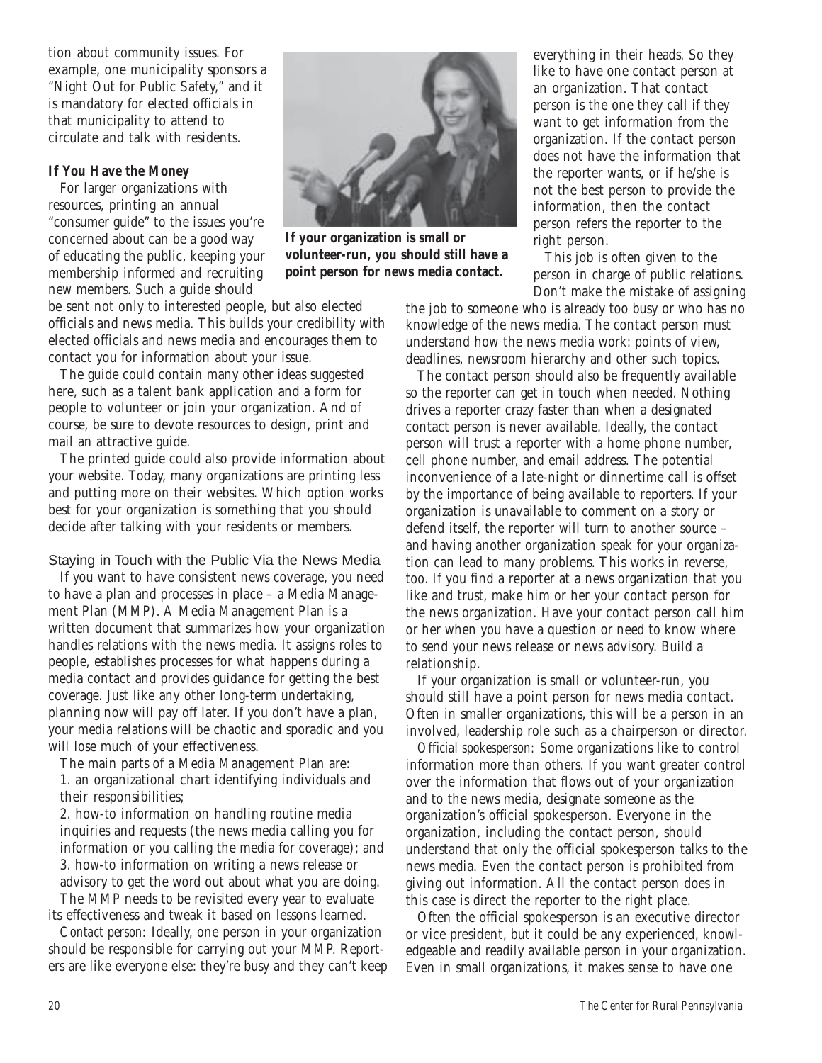tion about community issues. For example, one municipality sponsors a "Night Out for Public Safety," and it is mandatory for elected officials in that municipality to attend to circulate and talk with residents.

**If You Have the Money**

For larger organizations with resources, printing an annual "consumer guide" to the issues you're concerned about can be a good way of educating the public, keeping your membership informed and recruiting new members. Such a guide should be sent not only to interested people, but also elected officials and news media. This builds your credibility with elected officials and news media and encourages them to contact you for information about your issue.

The guide could contain many other ideas suggested here, such as a talent bank application and a form for people to volunteer or join your organization. And of course, be sure to devote resources to design, print and mail an attractive guide.

The printed guide could also provide information about your website. Today, many organizations are printing less and putting more on their websites. Which option works best for your organization is something that you should decide after talking with your residents or members.

**If your organization is small or volunteer-run, you should still have a point person for news media contact.**

## Staying in Touch with the Public Via the News Media

If you want to have consistent news coverage, you need to have a plan and processes in place – a Media Management Plan (MMP). A Media Management Plan is a written document that summarizes how your organization handles relations with the news media. It assigns roles to people, establishes processes for what happens during a media contact and provides guidance for getting the best coverage. Just like any other long-term undertaking, planning now will pay off later. If you don't have a plan, your media relations will be chaotic and sporadic and you will lose much of your effectiveness.

The main parts of a Media Management Plan are:

1. an organizational chart identifying individuals and their responsibilities;
2. how-to information on handling routine media inquiries and requests (the news media calling you for information or you calling the media for coverage); and
3. how-to information on writing a news release or advisory to get the word out about what you are doing.

The MMP needs to be revisited every year to evaluate its effectiveness and tweak it based on lessons learned.

*Contact person:* Ideally, one person in your organization should be responsible for carrying out your MMP. Reporters are like everyone else: they're busy and they can't keep everything in their heads. So they like to have one contact person at an organization. That contact person is the one they call if they want to get information from the organization. If the contact person does not have the information that the reporter wants, or if he/she is not the best person to provide the information, then the contact person refers the reporter to the right person.

This job is often given to the person in charge of public relations. Don't make the mistake of assigning the job to someone who is already too busy or who has no knowledge of the news media. The contact person must understand how the news media work: points of view, deadlines, newsroom hierarchy and other such topics.

The contact person should also be frequently available so the reporter can get in touch when needed. Nothing drives a reporter crazy faster than when a designated contact person is never available. Ideally, the contact person will trust a reporter with a home phone number, cell phone number, and email address. The potential inconvenience of a late-night or dinnertime call is offset by the importance of being available to reporters. If your organization is unavailable to comment on a story or defend itself, the reporter will turn to another source – and having another organization speak for your organization can lead to many problems. This works in reverse, too. If you find a reporter at a news organization that you like and trust, make him or her your contact person for the news organization. Have your contact person call him or her when you have a question or need to know where to send your news release or news advisory. Build a relationship.

If your organization is small or volunteer-run, you should still have a point person for news media contact. Often in smaller organizations, this will be a person in an involved, leadership role such as a chairperson or director.

*Official spokesperson:* Some organizations like to control information more than others. If you want greater control over the information that flows out of your organization and to the news media, designate someone as the organization's official spokesperson. Everyone in the organization, including the contact person, should understand that only the official spokesperson talks to the news media. Even the contact person is prohibited from giving out information. All the contact person does in this case is direct the reporter to the right place.

Often the official spokesperson is an executive director or vice president, but it could be any experienced, knowledgeable and readily available person in your organization. Even in small organizations, it makes sense to have one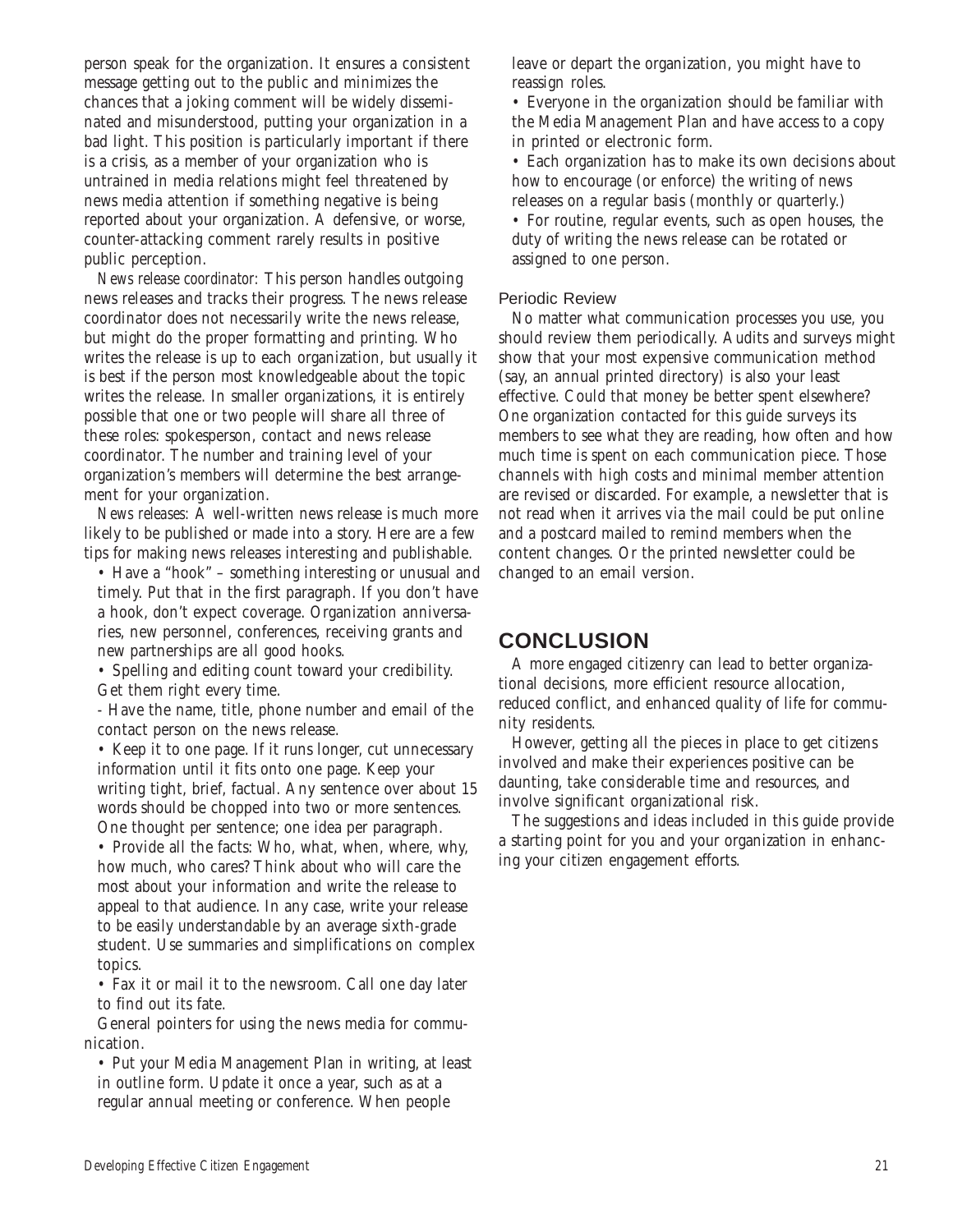person speak for the organization. It ensures a consistent message getting out to the public and minimizes the chances that a joking comment will be widely disseminated and misunderstood, putting your organization in a bad light. This position is particularly important if there is a crisis, as a member of your organization who is untrained in media relations might feel threatened by news media attention if something negative is being reported about your organization. A defensive, or worse, counter-attacking comment rarely results in positive public perception.

*News release coordinator:* This person handles outgoing news releases and tracks their progress. The news release coordinator does not necessarily write the news release, but might do the proper formatting and printing. Who writes the release is up to each organization, but usually it is best if the person most knowledgeable about the topic writes the release. In smaller organizations, it is entirely possible that one or two people will share all three of these roles: spokesperson, contact and news release coordinator. The number and training level of your organization's members will determine the best arrangement for your organization.

*News releases:* A well-written news release is much more likely to be published or made into a story. Here are a few tips for making news releases interesting and publishable.

- Have a "hook" – something interesting or unusual and timely. Put that in the first paragraph. If you don't have a hook, don't expect coverage. Organization anniversaries, new personnel, conferences, receiving grants and new partnerships are all good hooks.
- Spelling and editing count toward your credibility. Get them right every time.
- Have the name, title, phone number and email of the contact person on the news release.
- Keep it to one page. If it runs longer, cut unnecessary information until it fits onto one page. Keep your writing tight, brief, factual. Any sentence over about 15 words should be chopped into two or more sentences. One thought per sentence; one idea per paragraph.
- Provide all the facts: Who, what, when, where, why, how much, who cares? Think about who will care the most about your information and write the release to appeal to that audience. In any case, write your release to be easily understandable by an average sixth-grade student. Use summaries and simplifications on complex topics.
- Fax it or mail it to the newsroom. Call one day later to find out its fate.

General pointers for using the news media for communication.

- Put your Media Management Plan in writing, at least in outline form. Update it once a year, such as at a regular annual meeting or conference. When people leave or depart the organization, you might have to reassign roles.
- Everyone in the organization should be familiar with the Media Management Plan and have access to a copy in printed or electronic form.
- Each organization has to make its own decisions about how to encourage (or enforce) the writing of news releases on a regular basis (monthly or quarterly.)
- For routine, regular events, such as open houses, the duty of writing the news release can be rotated or assigned to one person.

### Periodic Review

No matter what communication processes you use, you should review them periodically. Audits and surveys might show that your most expensive communication method (say, an annual printed directory) is also your least effective. Could that money be better spent elsewhere? One organization contacted for this guide surveys its members to see what they are reading, how often and how much time is spent on each communication piece. Those channels with high costs and minimal member attention are revised or discarded. For example, a newsletter that is not read when it arrives via the mail could be put online and a postcard mailed to remind members when the content changes. Or the printed newsletter could be changed to an email version.

## CONCLUSION

A more engaged citizenry can lead to better organizational decisions, more efficient resource allocation, reduced conflict, and enhanced quality of life for community residents.

However, getting all the pieces in place to get citizens involved and make their experiences positive can be daunting, take considerable time and resources, and involve significant organizational risk.

The suggestions and ideas included in this guide provide a starting point for you and your organization in enhancing your citizen engagement efforts.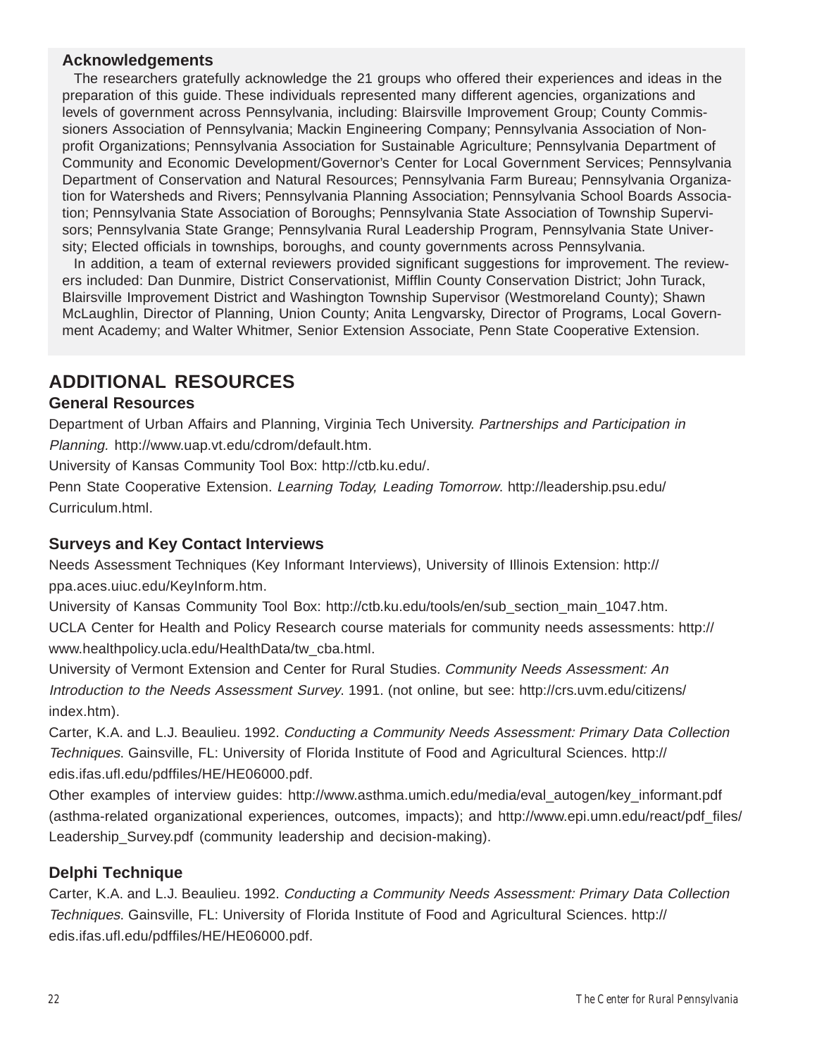### Acknowledgements

The researchers gratefully acknowledge the 21 groups who offered their experiences and ideas in the preparation of this guide. These individuals represented many different agencies, organizations and levels of government across Pennsylvania, including: Blairsville Improvement Group; County Commissioners Association of Pennsylvania; Mackin Engineering Company; Pennsylvania Association of Nonprofit Organizations; Pennsylvania Association for Sustainable Agriculture; Pennsylvania Department of Community and Economic Development/Governor's Center for Local Government Services; Pennsylvania Department of Conservation and Natural Resources; Pennsylvania Farm Bureau; Pennsylvania Organization for Watersheds and Rivers; Pennsylvania Planning Association; Pennsylvania School Boards Association; Pennsylvania State Association of Boroughs; Pennsylvania State Association of Township Supervisors; Pennsylvania State Grange; Pennsylvania Rural Leadership Program, Pennsylvania State University; Elected officials in townships, boroughs, and county governments across Pennsylvania.

In addition, a team of external reviewers provided significant suggestions for improvement. The reviewers included: Dan Dunmire, District Conservationist, Mifflin County Conservation District; John Turack, Blairsville Improvement District and Washington Township Supervisor (Westmoreland County); Shawn McLaughlin, Director of Planning, Union County; Anita Lengvarsky, Director of Programs, Local Government Academy; and Walter Whitmer, Senior Extension Associate, Penn State Cooperative Extension.

## ADDITIONAL RESOURCES

### General Resources

Department of Urban Affairs and Planning, Virginia Tech University. *Partnerships and Participation in Planning.* http://www.uap.vt.edu/cdrom/default.htm.

University of Kansas Community Tool Box: http://ctb.ku.edu/.

Penn State Cooperative Extension. *Learning Today, Leading Tomorrow*. http://leadership.psu.edu/Curriculum.html.

### Surveys and Key Contact Interviews

Needs Assessment Techniques (Key Informant Interviews), University of Illinois Extension: http://ppa.aces.uiuc.edu/KeyInform.htm.

University of Kansas Community Tool Box: http://ctb.ku.edu/tools/en/sub_section_main_1047.htm.

UCLA Center for Health and Policy Research course materials for community needs assessments: http://www.healthpolicy.ucla.edu/HealthData/tw_cba.html.

University of Vermont Extension and Center for Rural Studies. *Community Needs Assessment: An Introduction to the Needs Assessment Survey*. 1991. (not online, but see: http://crs.uvm.edu/citizens/index.htm).

Carter, K.A. and L.J. Beaulieu. 1992. *Conducting a Community Needs Assessment: Primary Data Collection Techniques*. Gainsville, FL: University of Florida Institute of Food and Agricultural Sciences. http://edis.ifas.ufl.edu/pdffiles/HE/HE06000.pdf.

Other examples of interview guides: http://www.asthma.umich.edu/media/eval_autogen/key_informant.pdf (asthma-related organizational experiences, outcomes, impacts); and http://www.epi.umn.edu/react/pdf_files/Leadership_Survey.pdf (community leadership and decision-making).

### Delphi Technique

Carter, K.A. and L.J. Beaulieu. 1992. *Conducting a Community Needs Assessment: Primary Data Collection Techniques*. Gainsville, FL: University of Florida Institute of Food and Agricultural Sciences. http://edis.ifas.ufl.edu/pdffiles/HE/HE06000.pdf.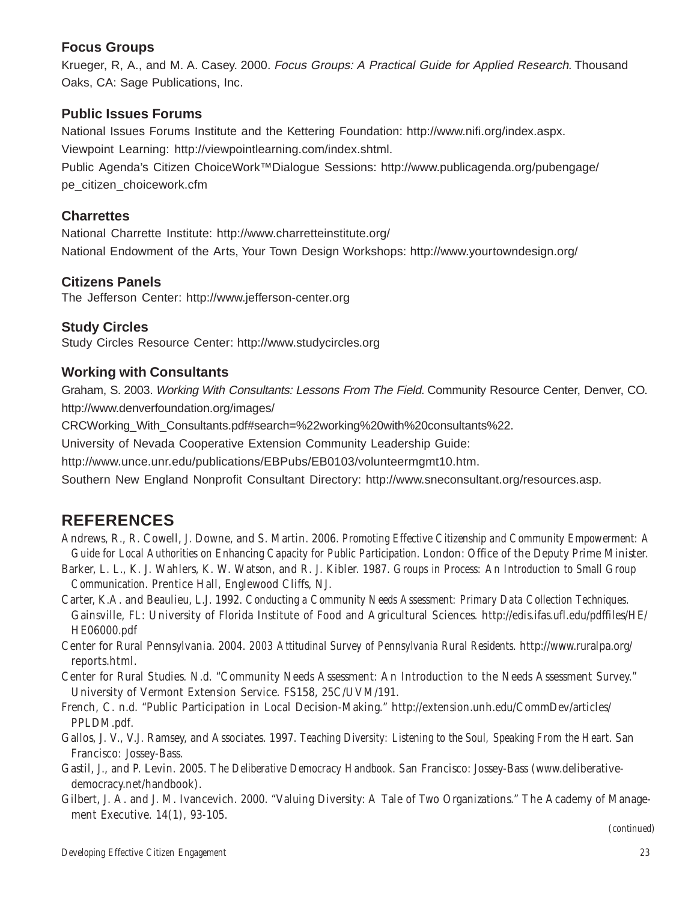### Focus Groups

Krueger, R, A., and M. A. Casey. 2000. *Focus Groups: A Practical Guide for Applied Research*. Thousand Oaks, CA: Sage Publications, Inc.

### Public Issues Forums

National Issues Forums Institute and the Kettering Foundation: http://www.nifi.org/index.aspx.

Viewpoint Learning: http://viewpointlearning.com/index.shtml.

Public Agenda's Citizen ChoiceWork™Dialogue Sessions: http://www.publicagenda.org/pubengage/pe_citizen_choicework.cfm

### Charrettes

National Charrette Institute: http://www.charretteinstitute.org/

National Endowment of the Arts, Your Town Design Workshops: http://www.yourtowndesign.org/

### Citizens Panels

The Jefferson Center: http://www.jefferson-center.org

### Study Circles

Study Circles Resource Center: http://www.studycircles.org

### Working with Consultants

Graham, S. 2003. *Working With Consultants: Lessons From The Field*. Community Resource Center, Denver, CO. http://www.denverfoundation.org/images/CRCWorking_With_Consultants.pdf#search=%22working%20with%20consultants%22.

University of Nevada Cooperative Extension Community Leadership Guide: http://www.unce.unr.edu/publications/EBPubs/EB0103/volunteermgmt10.htm.

Southern New England Nonprofit Consultant Directory: http://www.sneconsultant.org/resources.asp.

## REFERENCES

Andrews, R., R. Cowell, J. Downe, and S. Martin. 2006. *Promoting Effective Citizenship and Community Empowerment: A Guide for Local Authorities on Enhancing Capacity for Public Participation.* London: Office of the Deputy Prime Minister.

Barker, L. L., K. J. Wahlers, K. W. Watson, and R. J. Kibler. 1987. *Groups in Process: An Introduction to Small Group Communication.* Prentice Hall, Englewood Cliffs, NJ.

Carter, K.A. and Beaulieu, L.J. 1992. *Conducting a Community Needs Assessment: Primary Data Collection Techniques.* Gainsville, FL: University of Florida Institute of Food and Agricultural Sciences. http://edis.ifas.ufl.edu/pdffiles/HE/HE06000.pdf

Center for Rural Pennsylvania. 2004. *2003 Attitudinal Survey of Pennsylvania Rural Residents.* http://www.ruralpa.org/reports.html.

Center for Rural Studies. N.d. "Community Needs Assessment: An Introduction to the Needs Assessment Survey." University of Vermont Extension Service. FS158, 25C/UVM/191.

French, C. n.d. "Public Participation in Local Decision-Making." http://extension.unh.edu/CommDev/articles/PPLDM.pdf.

Gallos, J. V., V.J. Ramsey, and Associates. 1997. *Teaching Diversity: Listening to the Soul, Speaking From the Heart.* San Francisco: Jossey-Bass.

Gastil, J., and P. Levin. 2005. *The Deliberative Democracy Handbook.* San Francisco: Jossey-Bass (www.deliberative-democracy.net/handbook).

Gilbert, J. A. and J. M. Ivancevich. 2000. "Valuing Diversity: A Tale of Two Organizations." The Academy of Management Executive. 14(1), 93-105.

*(continued)*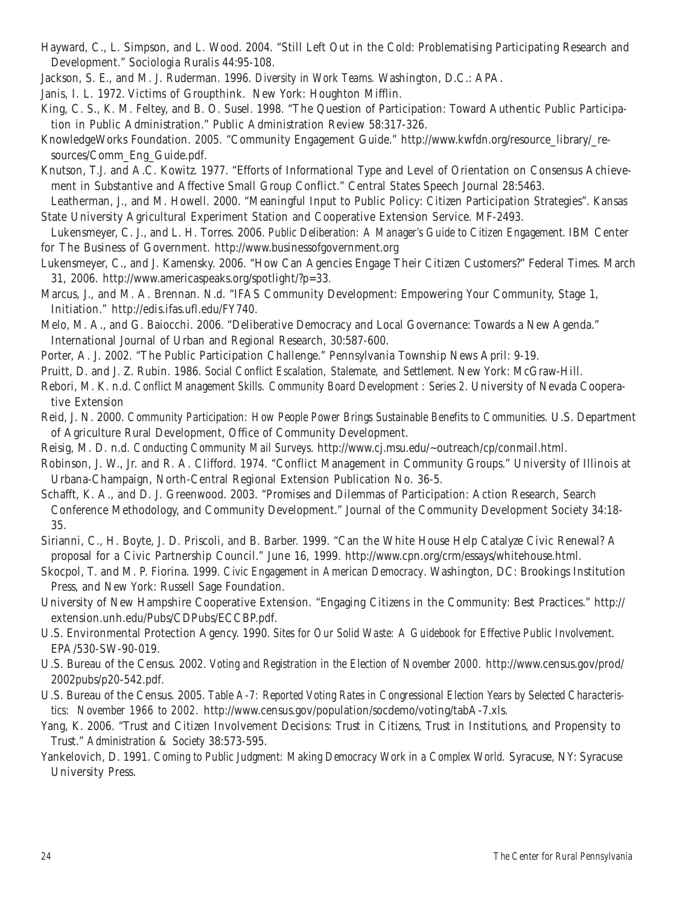Hayward, C., L. Simpson, and L. Wood. 2004. "Still Left Out in the Cold: Problematising Participating Research and Development." Sociologia Ruralis 44:95-108.

Jackson, S. E., and M. J. Ruderman. 1996. *Diversity in Work Teams*. Washington, D.C.: APA.

Janis, I. L. 1972. Victims of Groupthink. New York: Houghton Mifflin.

King, C. S., K. M. Feltey, and B. O. Susel. 1998. "The Question of Participation: Toward Authentic Public Participation in Public Administration." Public Administration Review 58:317-326.

KnowledgeWorks Foundation. 2005. "Community Engagement Guide." http://www.kwfdn.org/resource_library/_resources/Comm_Eng_Guide.pdf.

Knutson, T.J. and A.C. Kowitz. 1977. "Efforts of Informational Type and Level of Orientation on Consensus Achievement in Substantive and Affective Small Group Conflict." Central States Speech Journal 28:5463.

Leatherman, J., and M. Howell. 2000. "Meaningful Input to Public Policy: Citizen Participation Strategies". Kansas State University Agricultural Experiment Station and Cooperative Extension Service. MF-2493.

Lukensmeyer, C. J., and L. H. Torres. 2006. *Public Deliberation: A Manager's Guide to Citizen Engagement*. IBM Center for The Business of Government. http://www.businessofgovernment.org

Lukensmeyer, C., and J. Kamensky. 2006. "How Can Agencies Engage Their Citizen Customers?" Federal Times. March 31, 2006. http://www.americaspeaks.org/spotlight/?p=33.

Marcus, J., and M. A. Brennan. N.d. "IFAS Community Development: Empowering Your Community, Stage 1, Initiation." http://edis.ifas.ufl.edu/FY740.

Melo, M. A., and G. Baiocchi. 2006. "Deliberative Democracy and Local Governance: Towards a New Agenda." International Journal of Urban and Regional Research, 30:587-600.

Porter, A. J. 2002. "The Public Participation Challenge." Pennsylvania Township News April: 9-19.

Pruitt, D. and J. Z. Rubin. 1986. *Social Conflict Escalation, Stalemate, and Settlement*. New York: McGraw-Hill.

Rebori, M. K. n.d. *Conflict Management Skills. Community Board Development* : Series 2. University of Nevada Cooperative Extension

Reid, J. N. 2000. *Community Participation: How People Power Brings Sustainable Benefits to Communities*. U.S. Department of Agriculture Rural Development, Office of Community Development.

Reisig, M. D. n.d. *Conducting Community Mail Surveys*. http://www.cj.msu.edu/~outreach/cp/conmail.html.

Robinson, J. W., Jr. and R. A. Clifford. 1974. "Conflict Management in Community Groups." University of Illinois at Urbana-Champaign, North-Central Regional Extension Publication No. 36-5.

Schafft, K. A., and D. J. Greenwood. 2003. "Promises and Dilemmas of Participation: Action Research, Search Conference Methodology, and Community Development." Journal of the Community Development Society 34:18-35.

Sirianni, C., H. Boyte, J. D. Priscoli, and B. Barber. 1999. "Can the White House Help Catalyze Civic Renewal? A proposal for a Civic Partnership Council." June 16, 1999. http://www.cpn.org/crm/essays/whitehouse.html.

Skocpol, T. and M. P. Fiorina. 1999. *Civic Engagement in American Democracy*. Washington, DC: Brookings Institution Press, and New York: Russell Sage Foundation.

University of New Hampshire Cooperative Extension. "Engaging Citizens in the Community: Best Practices." http://extension.unh.edu/Pubs/CDPubs/ECCBP.pdf.

U.S. Environmental Protection Agency. 1990. *Sites for Our Solid Waste: A Guidebook for Effective Public Involvement*. EPA/530-SW-90-019.

U.S. Bureau of the Census. 2002. *Voting and Registration in the Election of November 2000*. http://www.census.gov/prod/2002pubs/p20-542.pdf.

U.S. Bureau of the Census. 2005. *Table A-7: Reported Voting Rates in Congressional Election Years by Selected Characteristics: November 1966 to 2002*. http://www.census.gov/population/socdemo/voting/tabA-7.xls.

Yang, K. 2006. "Trust and Citizen Involvement Decisions: Trust in Citizens, Trust in Institutions, and Propensity to Trust." *Administration & Society* 38:573-595.

Yankelovich, D. 1991. *Coming to Public Judgment: Making Democracy Work in a Complex World*. Syracuse, NY: Syracuse University Press.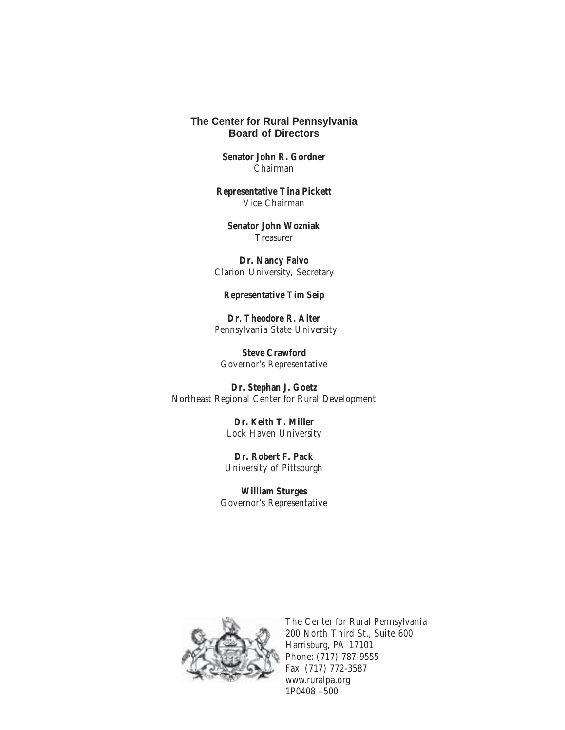## The Center for Rural Pennsylvania
## Board of Directors

**Senator John R. Gordner**
Chairman

**Representative Tina Pickett**
Vice Chairman

**Senator John Wozniak**
Treasurer

**Dr. Nancy Falvo**
Clarion University, Secretary

**Representative Tim Seip**

**Dr. Theodore R. Alter**
Pennsylvania State University

**Steve Crawford**
Governor's Representative

**Dr. Stephan J. Goetz**
Northeast Regional Center for Rural Development

**Dr. Keith T. Miller**
Lock Haven University

**Dr. Robert F. Pack**
University of Pittsburgh

**William Sturges**
Governor's Representative

The Center for Rural Pennsylvania
200 North Third St., Suite 600
Harrisburg, PA 17101
Phone: (717) 787-9555
Fax: (717) 772-3587
www.ruralpa.org
1P0408 –500